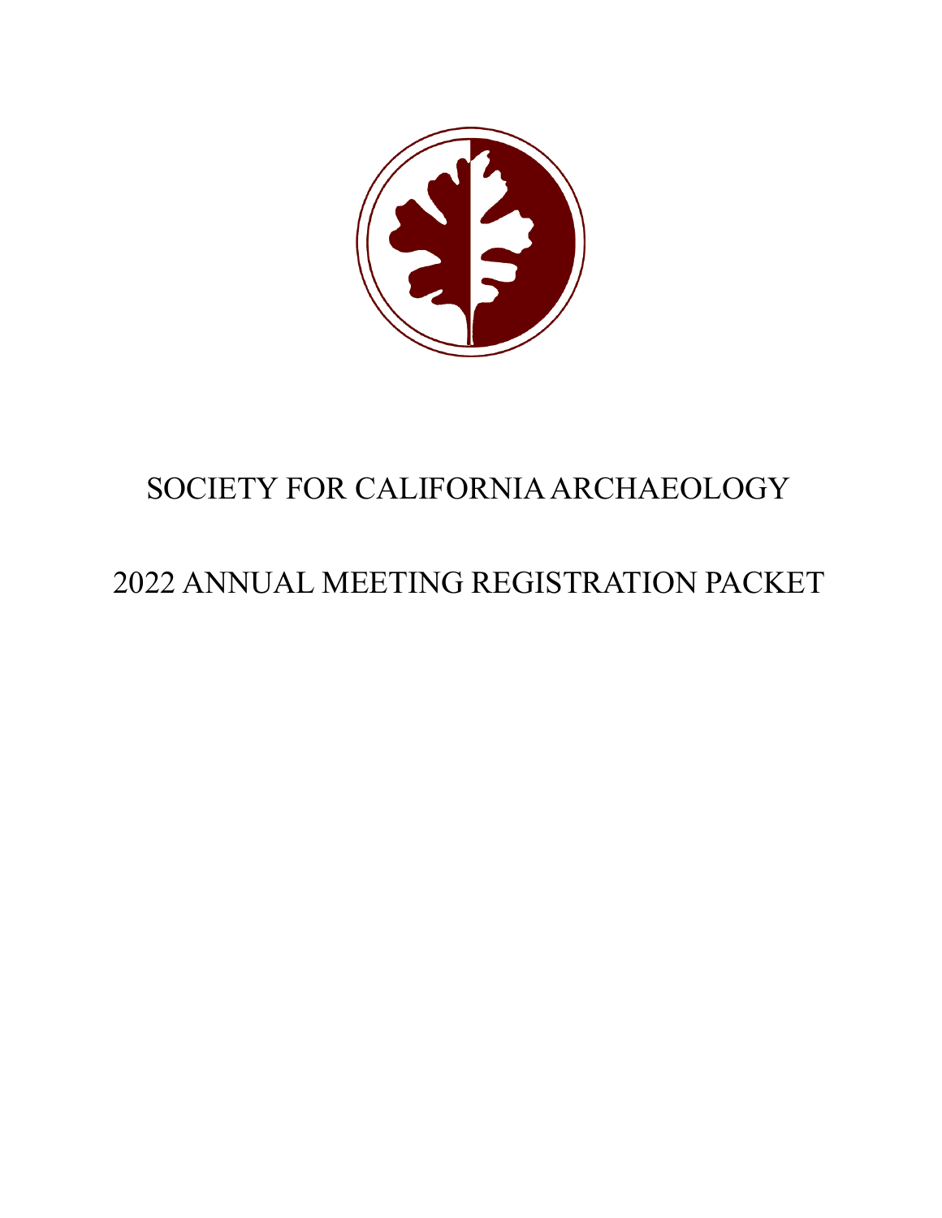# SOCIETY FOR CALIFORNIA ARCHAEOLOGY

# 2022 ANNUAL MEETING REGISTRATION PACKET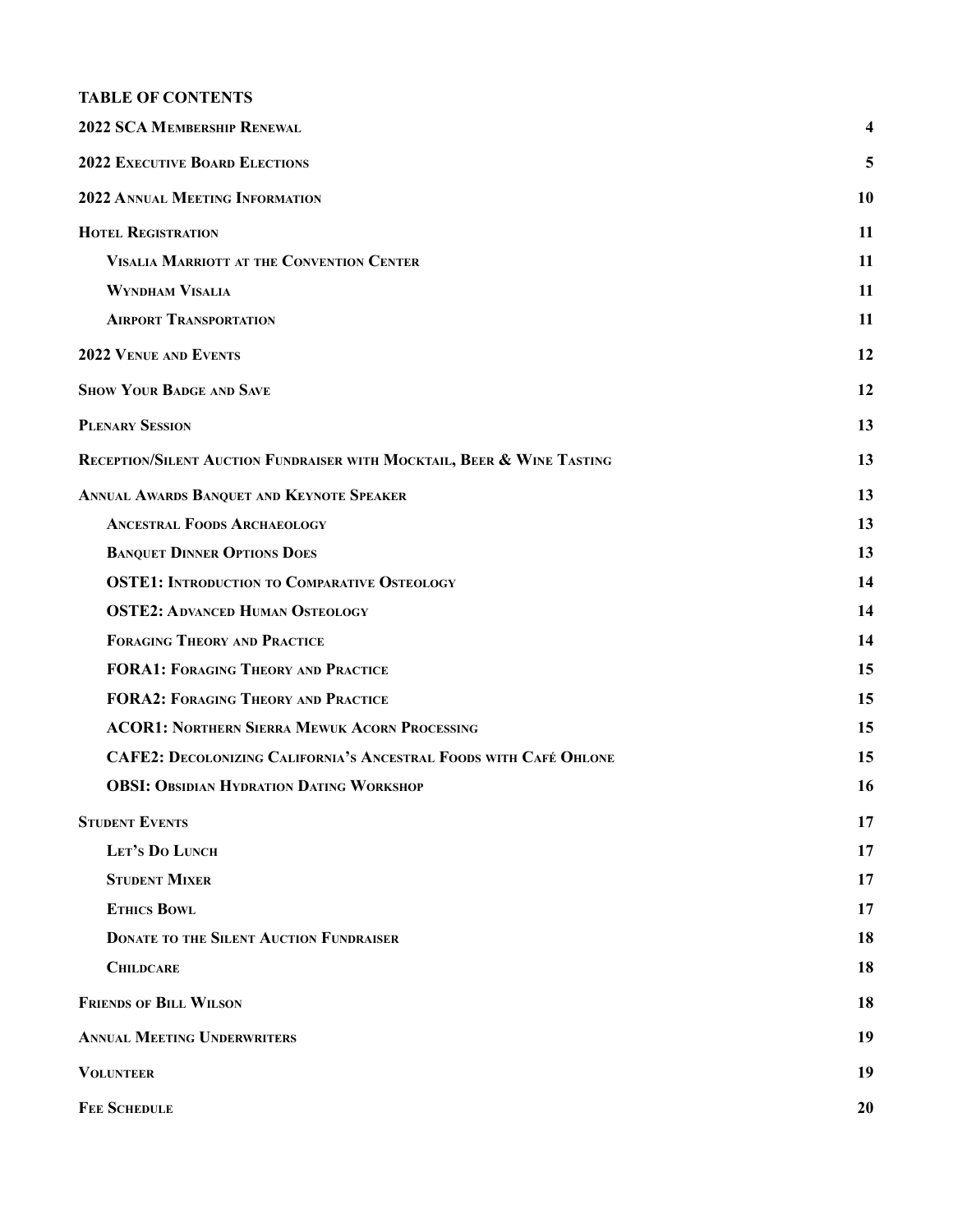**TABLE OF CONTENTS**

| | |
|---|---|
| **2022 SCA Membership Renewal** | **4** |
| **2022 Executive Board Elections** | **5** |
| **2022 Annual Meeting Information** | **10** |
| **Hotel Registration** | **11** |
| &nbsp;&nbsp;&nbsp;&nbsp;**Visalia Marriott at the Convention Center** | **11** |
| &nbsp;&nbsp;&nbsp;&nbsp;**Wyndham Visalia** | **11** |
| &nbsp;&nbsp;&nbsp;&nbsp;**Airport Transportation** | **11** |
| **2022 Venue and Events** | **12** |
| **Show Your Badge and Save** | **12** |
| **Plenary Session** | **13** |
| **Reception/Silent Auction Fundraiser with Mocktail, Beer & Wine Tasting** | **13** |
| **Annual Awards Banquet and Keynote Speaker** | **13** |
| &nbsp;&nbsp;&nbsp;&nbsp;**Ancestral Foods Archaeology** | **13** |
| &nbsp;&nbsp;&nbsp;&nbsp;**Banquet Dinner Options Does** | **13** |
| &nbsp;&nbsp;&nbsp;&nbsp;**OSTE1: Introduction to Comparative Osteology** | **14** |
| &nbsp;&nbsp;&nbsp;&nbsp;**OSTE2: Advanced Human Osteology** | **14** |
| &nbsp;&nbsp;&nbsp;&nbsp;**Foraging Theory and Practice** | **14** |
| &nbsp;&nbsp;&nbsp;&nbsp;**FORA1: Foraging Theory and Practice** | **15** |
| &nbsp;&nbsp;&nbsp;&nbsp;**FORA2: Foraging Theory and Practice** | **15** |
| &nbsp;&nbsp;&nbsp;&nbsp;**ACOR1: Northern Sierra Mewuk Acorn Processing** | **15** |
| &nbsp;&nbsp;&nbsp;&nbsp;**CAFE2: Decolonizing California's Ancestral Foods with Café Ohlone** | **15** |
| &nbsp;&nbsp;&nbsp;&nbsp;**OBSI: Obsidian Hydration Dating Workshop** | **16** |
| **Student Events** | **17** |
| &nbsp;&nbsp;&nbsp;&nbsp;**Let's Do Lunch** | **17** |
| &nbsp;&nbsp;&nbsp;&nbsp;**Student Mixer** | **17** |
| &nbsp;&nbsp;&nbsp;&nbsp;**Ethics Bowl** | **17** |
| &nbsp;&nbsp;&nbsp;&nbsp;**Donate to the Silent Auction Fundraiser** | **18** |
| &nbsp;&nbsp;&nbsp;&nbsp;**Childcare** | **18** |
| **Friends of Bill Wilson** | **18** |
| **Annual Meeting Underwriters** | **19** |
| **Volunteer** | **19** |
| **Fee Schedule** | **20** |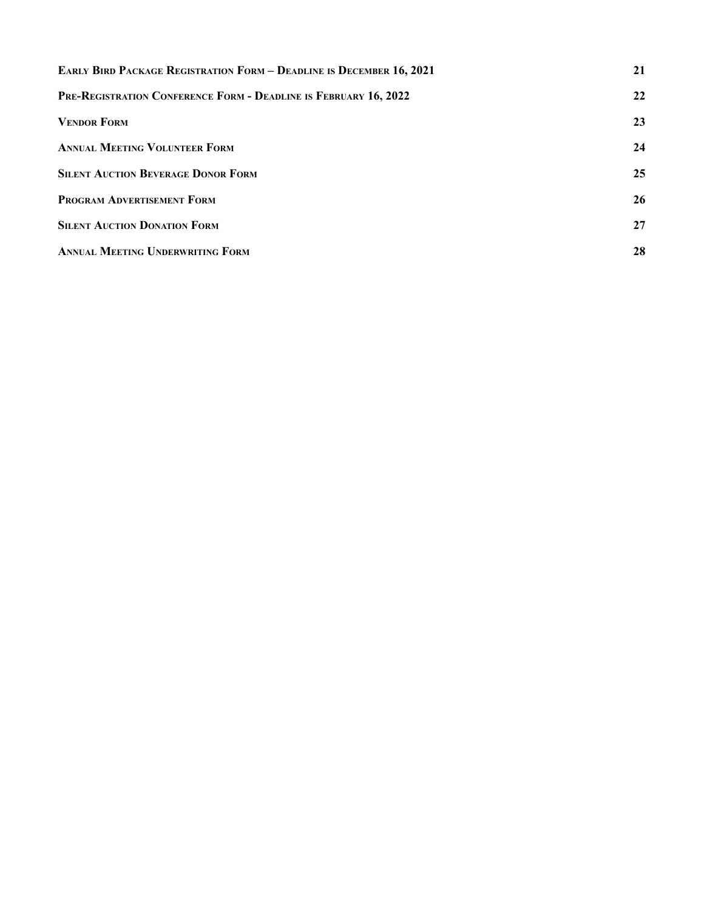| | |
|---|---|
| **EARLY BIRD PACKAGE REGISTRATION FORM – DEADLINE IS DECEMBER 16, 2021** | **21** |
| **PRE-REGISTRATION CONFERENCE FORM - DEADLINE IS FEBRUARY 16, 2022** | **22** |
| **VENDOR FORM** | **23** |
| **ANNUAL MEETING VOLUNTEER FORM** | **24** |
| **SILENT AUCTION BEVERAGE DONOR FORM** | **25** |
| **PROGRAM ADVERTISEMENT FORM** | **26** |
| **SILENT AUCTION DONATION FORM** | **27** |
| **ANNUAL MEETING UNDERWRITING FORM** | **28** |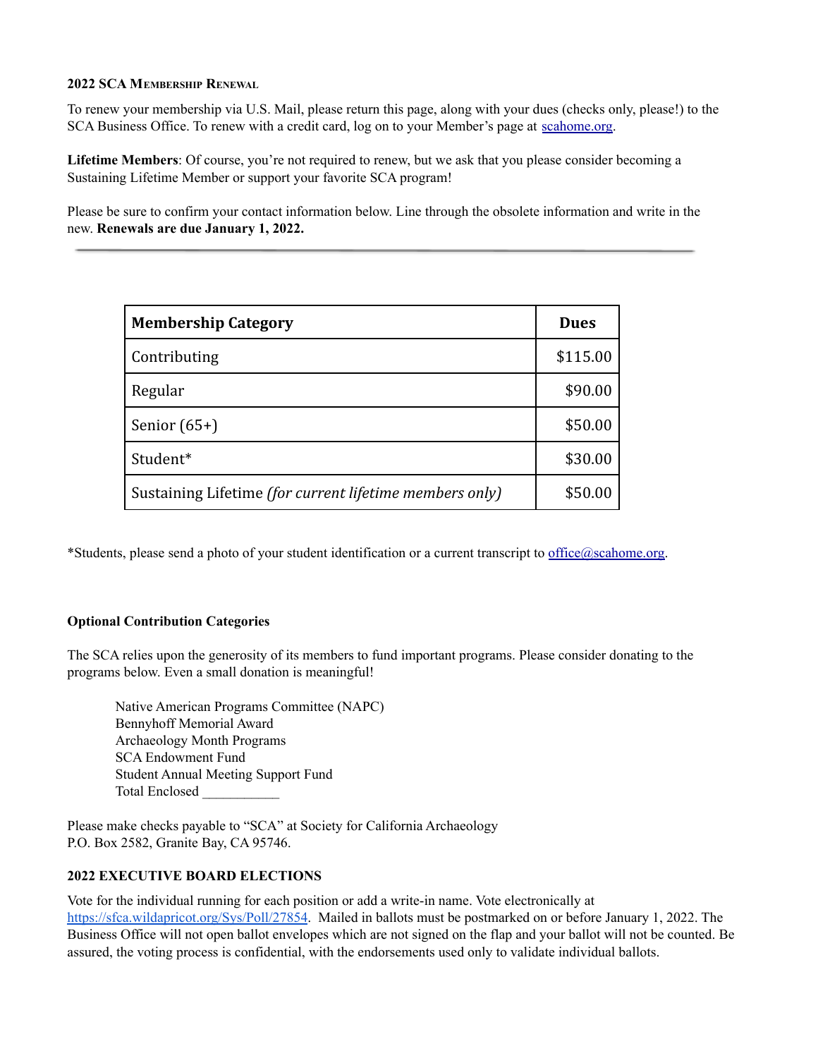**2022 SCA Membership Renewal**

To renew your membership via U.S. Mail, please return this page, along with your dues (checks only, please!) to the SCA Business Office. To renew with a credit card, log on to your Member's page at [scahome.org](http://scahome.org).

**Lifetime Members**: Of course, you're not required to renew, but we ask that you please consider becoming a Sustaining Lifetime Member or support your favorite SCA program!

Please be sure to confirm your contact information below. Line through the obsolete information and write in the new. **Renewals are due January 1, 2022.**

---

| Membership Category | Dues |
|---|---|
| Contributing | $115.00 |
| Regular | $90.00 |
| Senior (65+) | $50.00 |
| Student* | $30.00 |
| Sustaining Lifetime *(for current lifetime members only)* | $50.00 |

*Students, please send a photo of your student identification or a current transcript to [office@scahome.org](mailto:office@scahome.org).

**Optional Contribution Categories**

The SCA relies upon the generosity of its members to fund important programs. Please consider donating to the programs below. Even a small donation is meaningful!

Native American Programs Committee (NAPC)
Bennyhoff Memorial Award
Archaeology Month Programs
SCA Endowment Fund
Student Annual Meeting Support Fund
Total Enclosed ___________

Please make checks payable to "SCA" at Society for California Archaeology
P.O. Box 2582, Granite Bay, CA 95746.

**2022 EXECUTIVE BOARD ELECTIONS**

Vote for the individual running for each position or add a write-in name. Vote electronically at [https://sfca.wildapricot.org/Sys/Poll/27854](https://sfca.wildapricot.org/Sys/Poll/27854). Mailed in ballots must be postmarked on or before January 1, 2022. The Business Office will not open ballot envelopes which are not signed on the flap and your ballot will not be counted. Be assured, the voting process is confidential, with the endorsements used only to validate individual ballots.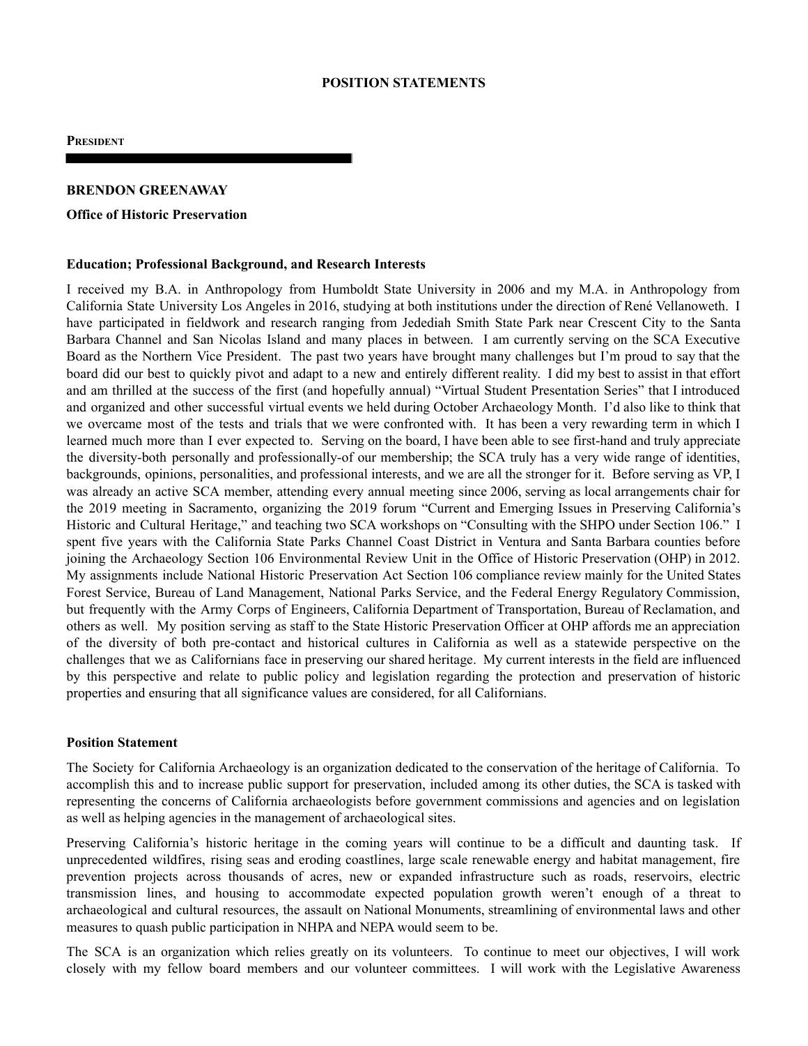# POSITION STATEMENTS

## PRESIDENT

**BRENDON GREENAWAY**

**Office of Historic Preservation**

**Education; Professional Background, and Research Interests**

I received my B.A. in Anthropology from Humboldt State University in 2006 and my M.A. in Anthropology from California State University Los Angeles in 2016, studying at both institutions under the direction of René Vellanoweth. I have participated in fieldwork and research ranging from Jedediah Smith State Park near Crescent City to the Santa Barbara Channel and San Nicolas Island and many places in between. I am currently serving on the SCA Executive Board as the Northern Vice President. The past two years have brought many challenges but I'm proud to say that the board did our best to quickly pivot and adapt to a new and entirely different reality. I did my best to assist in that effort and am thrilled at the success of the first (and hopefully annual) "Virtual Student Presentation Series" that I introduced and organized and other successful virtual events we held during October Archaeology Month. I'd also like to think that we overcame most of the tests and trials that we were confronted with. It has been a very rewarding term in which I learned much more than I ever expected to. Serving on the board, I have been able to see first-hand and truly appreciate the diversity-both personally and professionally-of our membership; the SCA truly has a very wide range of identities, backgrounds, opinions, personalities, and professional interests, and we are all the stronger for it. Before serving as VP, I was already an active SCA member, attending every annual meeting since 2006, serving as local arrangements chair for the 2019 meeting in Sacramento, organizing the 2019 forum "Current and Emerging Issues in Preserving California's Historic and Cultural Heritage," and teaching two SCA workshops on "Consulting with the SHPO under Section 106." I spent five years with the California State Parks Channel Coast District in Ventura and Santa Barbara counties before joining the Archaeology Section 106 Environmental Review Unit in the Office of Historic Preservation (OHP) in 2012. My assignments include National Historic Preservation Act Section 106 compliance review mainly for the United States Forest Service, Bureau of Land Management, National Parks Service, and the Federal Energy Regulatory Commission, but frequently with the Army Corps of Engineers, California Department of Transportation, Bureau of Reclamation, and others as well. My position serving as staff to the State Historic Preservation Officer at OHP affords me an appreciation of the diversity of both pre-contact and historical cultures in California as well as a statewide perspective on the challenges that we as Californians face in preserving our shared heritage. My current interests in the field are influenced by this perspective and relate to public policy and legislation regarding the protection and preservation of historic properties and ensuring that all significance values are considered, for all Californians.

**Position Statement**

The Society for California Archaeology is an organization dedicated to the conservation of the heritage of California. To accomplish this and to increase public support for preservation, included among its other duties, the SCA is tasked with representing the concerns of California archaeologists before government commissions and agencies and on legislation as well as helping agencies in the management of archaeological sites.

Preserving California's historic heritage in the coming years will continue to be a difficult and daunting task. If unprecedented wildfires, rising seas and eroding coastlines, large scale renewable energy and habitat management, fire prevention projects across thousands of acres, new or expanded infrastructure such as roads, reservoirs, electric transmission lines, and housing to accommodate expected population growth weren't enough of a threat to archaeological and cultural resources, the assault on National Monuments, streamlining of environmental laws and other measures to quash public participation in NHPA and NEPA would seem to be.

The SCA is an organization which relies greatly on its volunteers. To continue to meet our objectives, I will work closely with my fellow board members and our volunteer committees. I will work with the Legislative Awareness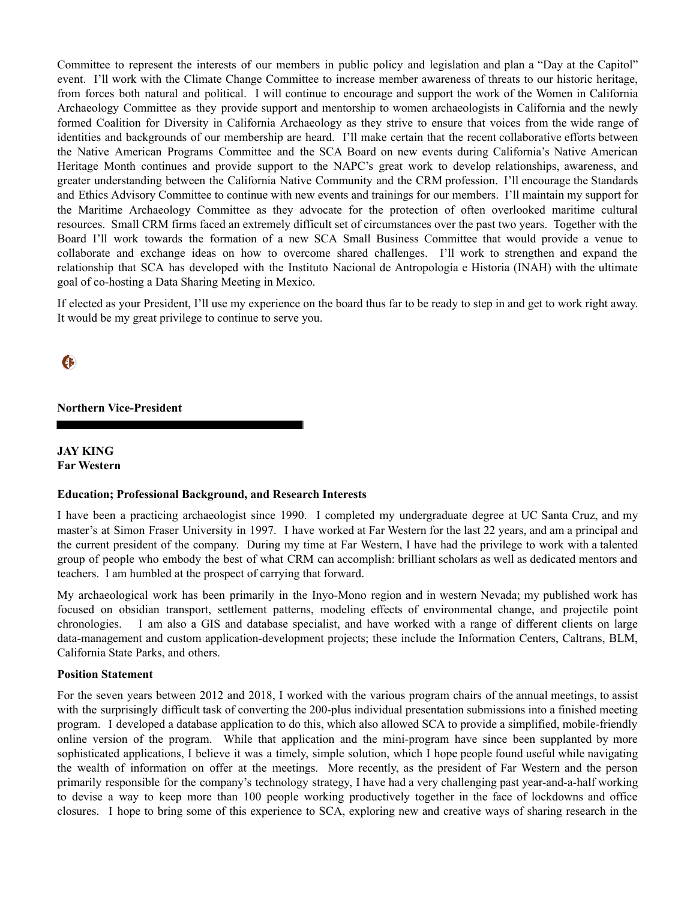Committee to represent the interests of our members in public policy and legislation and plan a "Day at the Capitol" event. I'll work with the Climate Change Committee to increase member awareness of threats to our historic heritage, from forces both natural and political. I will continue to encourage and support the work of the Women in California Archaeology Committee as they provide support and mentorship to women archaeologists in California and the newly formed Coalition for Diversity in California Archaeology as they strive to ensure that voices from the wide range of identities and backgrounds of our membership are heard. I'll make certain that the recent collaborative efforts between the Native American Programs Committee and the SCA Board on new events during California's Native American Heritage Month continues and provide support to the NAPC's great work to develop relationships, awareness, and greater understanding between the California Native Community and the CRM profession. I'll encourage the Standards and Ethics Advisory Committee to continue with new events and trainings for our members. I'll maintain my support for the Maritime Archaeology Committee as they advocate for the protection of often overlooked maritime cultural resources. Small CRM firms faced an extremely difficult set of circumstances over the past two years. Together with the Board I'll work towards the formation of a new SCA Small Business Committee that would provide a venue to collaborate and exchange ideas on how to overcome shared challenges. I'll work to strengthen and expand the relationship that SCA has developed with the Instituto Nacional de Antropología e Historia (INAH) with the ultimate goal of co-hosting a Data Sharing Meeting in Mexico.

If elected as your President, I'll use my experience on the board thus far to be ready to step in and get to work right away. It would be my great privilege to continue to serve you.

## Northern Vice-President

**JAY KING**
**Far Western**

**Education; Professional Background, and Research Interests**

I have been a practicing archaeologist since 1990. I completed my undergraduate degree at UC Santa Cruz, and my master's at Simon Fraser University in 1997. I have worked at Far Western for the last 22 years, and am a principal and the current president of the company. During my time at Far Western, I have had the privilege to work with a talented group of people who embody the best of what CRM can accomplish: brilliant scholars as well as dedicated mentors and teachers. I am humbled at the prospect of carrying that forward.

My archaeological work has been primarily in the Inyo-Mono region and in western Nevada; my published work has focused on obsidian transport, settlement patterns, modeling effects of environmental change, and projectile point chronologies. I am also a GIS and database specialist, and have worked with a range of different clients on large data-management and custom application-development projects; these include the Information Centers, Caltrans, BLM, California State Parks, and others.

**Position Statement**

For the seven years between 2012 and 2018, I worked with the various program chairs of the annual meetings, to assist with the surprisingly difficult task of converting the 200-plus individual presentation submissions into a finished meeting program. I developed a database application to do this, which also allowed SCA to provide a simplified, mobile-friendly online version of the program. While that application and the mini-program have since been supplanted by more sophisticated applications, I believe it was a timely, simple solution, which I hope people found useful while navigating the wealth of information on offer at the meetings. More recently, as the president of Far Western and the person primarily responsible for the company's technology strategy, I have had a very challenging past year-and-a-half working to devise a way to keep more than 100 people working productively together in the face of lockdowns and office closures. I hope to bring some of this experience to SCA, exploring new and creative ways of sharing research in the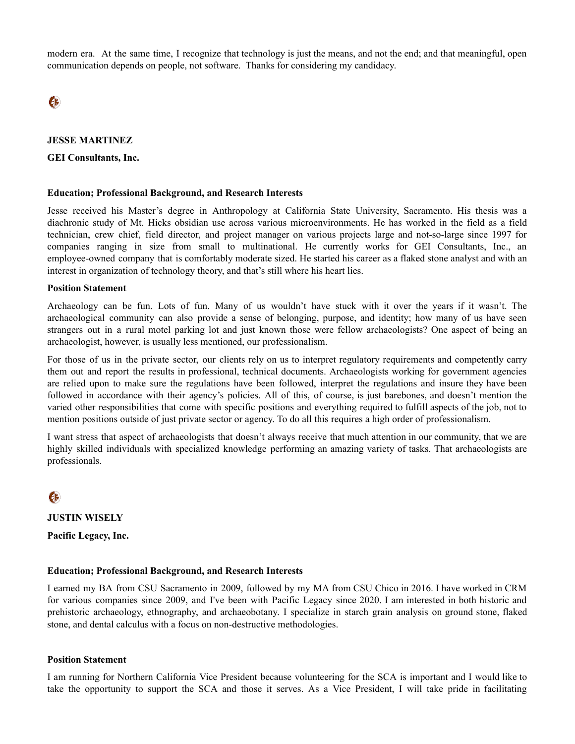modern era. At the same time, I recognize that technology is just the means, and not the end; and that meaningful, open communication depends on people, not software. Thanks for considering my candidacy.

**JESSE MARTINEZ**

**GEI Consultants, Inc.**

**Education; Professional Background, and Research Interests**

Jesse received his Master's degree in Anthropology at California State University, Sacramento. His thesis was a diachronic study of Mt. Hicks obsidian use across various microenvironments. He has worked in the field as a field technician, crew chief, field director, and project manager on various projects large and not-so-large since 1997 for companies ranging in size from small to multinational. He currently works for GEI Consultants, Inc., an employee-owned company that is comfortably moderate sized. He started his career as a flaked stone analyst and with an interest in organization of technology theory, and that's still where his heart lies.

**Position Statement**

Archaeology can be fun. Lots of fun. Many of us wouldn't have stuck with it over the years if it wasn't. The archaeological community can also provide a sense of belonging, purpose, and identity; how many of us have seen strangers out in a rural motel parking lot and just known those were fellow archaeologists? One aspect of being an archaeologist, however, is usually less mentioned, our professionalism.

For those of us in the private sector, our clients rely on us to interpret regulatory requirements and competently carry them out and report the results in professional, technical documents. Archaeologists working for government agencies are relied upon to make sure the regulations have been followed, interpret the regulations and insure they have been followed in accordance with their agency's policies. All of this, of course, is just barebones, and doesn't mention the varied other responsibilities that come with specific positions and everything required to fulfill aspects of the job, not to mention positions outside of just private sector or agency. To do all this requires a high order of professionalism.

I want stress that aspect of archaeologists that doesn't always receive that much attention in our community, that we are highly skilled individuals with specialized knowledge performing an amazing variety of tasks. That archaeologists are professionals.

**JUSTIN WISELY**

**Pacific Legacy, Inc.**

**Education; Professional Background, and Research Interests**

I earned my BA from CSU Sacramento in 2009, followed by my MA from CSU Chico in 2016. I have worked in CRM for various companies since 2009, and I've been with Pacific Legacy since 2020. I am interested in both historic and prehistoric archaeology, ethnography, and archaeobotany. I specialize in starch grain analysis on ground stone, flaked stone, and dental calculus with a focus on non-destructive methodologies.

**Position Statement**

I am running for Northern California Vice President because volunteering for the SCA is important and I would like to take the opportunity to support the SCA and those it serves. As a Vice President, I will take pride in facilitating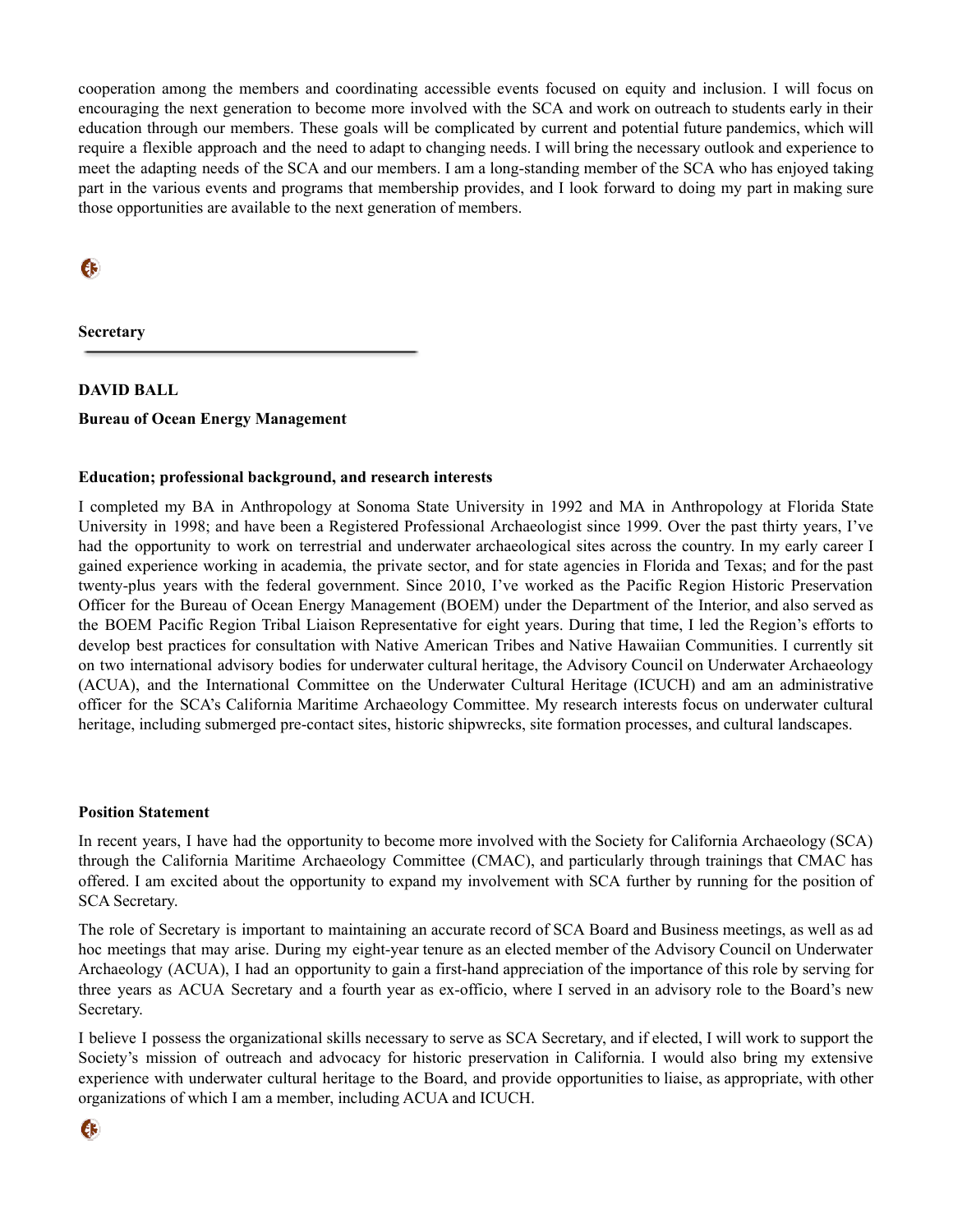cooperation among the members and coordinating accessible events focused on equity and inclusion. I will focus on encouraging the next generation to become more involved with the SCA and work on outreach to students early in their education through our members. These goals will be complicated by current and potential future pandemics, which will require a flexible approach and the need to adapt to changing needs. I will bring the necessary outlook and experience to meet the adapting needs of the SCA and our members. I am a long-standing member of the SCA who has enjoyed taking part in the various events and programs that membership provides, and I look forward to doing my part in making sure those opportunities are available to the next generation of members.

## Secretary

**DAVID BALL**

**Bureau of Ocean Energy Management**

**Education; professional background, and research interests**

I completed my BA in Anthropology at Sonoma State University in 1992 and MA in Anthropology at Florida State University in 1998; and have been a Registered Professional Archaeologist since 1999. Over the past thirty years, I've had the opportunity to work on terrestrial and underwater archaeological sites across the country. In my early career I gained experience working in academia, the private sector, and for state agencies in Florida and Texas; and for the past twenty-plus years with the federal government. Since 2010, I've worked as the Pacific Region Historic Preservation Officer for the Bureau of Ocean Energy Management (BOEM) under the Department of the Interior, and also served as the BOEM Pacific Region Tribal Liaison Representative for eight years. During that time, I led the Region's efforts to develop best practices for consultation with Native American Tribes and Native Hawaiian Communities. I currently sit on two international advisory bodies for underwater cultural heritage, the Advisory Council on Underwater Archaeology (ACUA), and the International Committee on the Underwater Cultural Heritage (ICUCH) and am an administrative officer for the SCA's California Maritime Archaeology Committee. My research interests focus on underwater cultural heritage, including submerged pre-contact sites, historic shipwrecks, site formation processes, and cultural landscapes.

**Position Statement**

In recent years, I have had the opportunity to become more involved with the Society for California Archaeology (SCA) through the California Maritime Archaeology Committee (CMAC), and particularly through trainings that CMAC has offered. I am excited about the opportunity to expand my involvement with SCA further by running for the position of SCA Secretary.

The role of Secretary is important to maintaining an accurate record of SCA Board and Business meetings, as well as ad hoc meetings that may arise. During my eight-year tenure as an elected member of the Advisory Council on Underwater Archaeology (ACUA), I had an opportunity to gain a first-hand appreciation of the importance of this role by serving for three years as ACUA Secretary and a fourth year as ex-officio, where I served in an advisory role to the Board's new Secretary.

I believe I possess the organizational skills necessary to serve as SCA Secretary, and if elected, I will work to support the Society's mission of outreach and advocacy for historic preservation in California. I would also bring my extensive experience with underwater cultural heritage to the Board, and provide opportunities to liaise, as appropriate, with other organizations of which I am a member, including ACUA and ICUCH.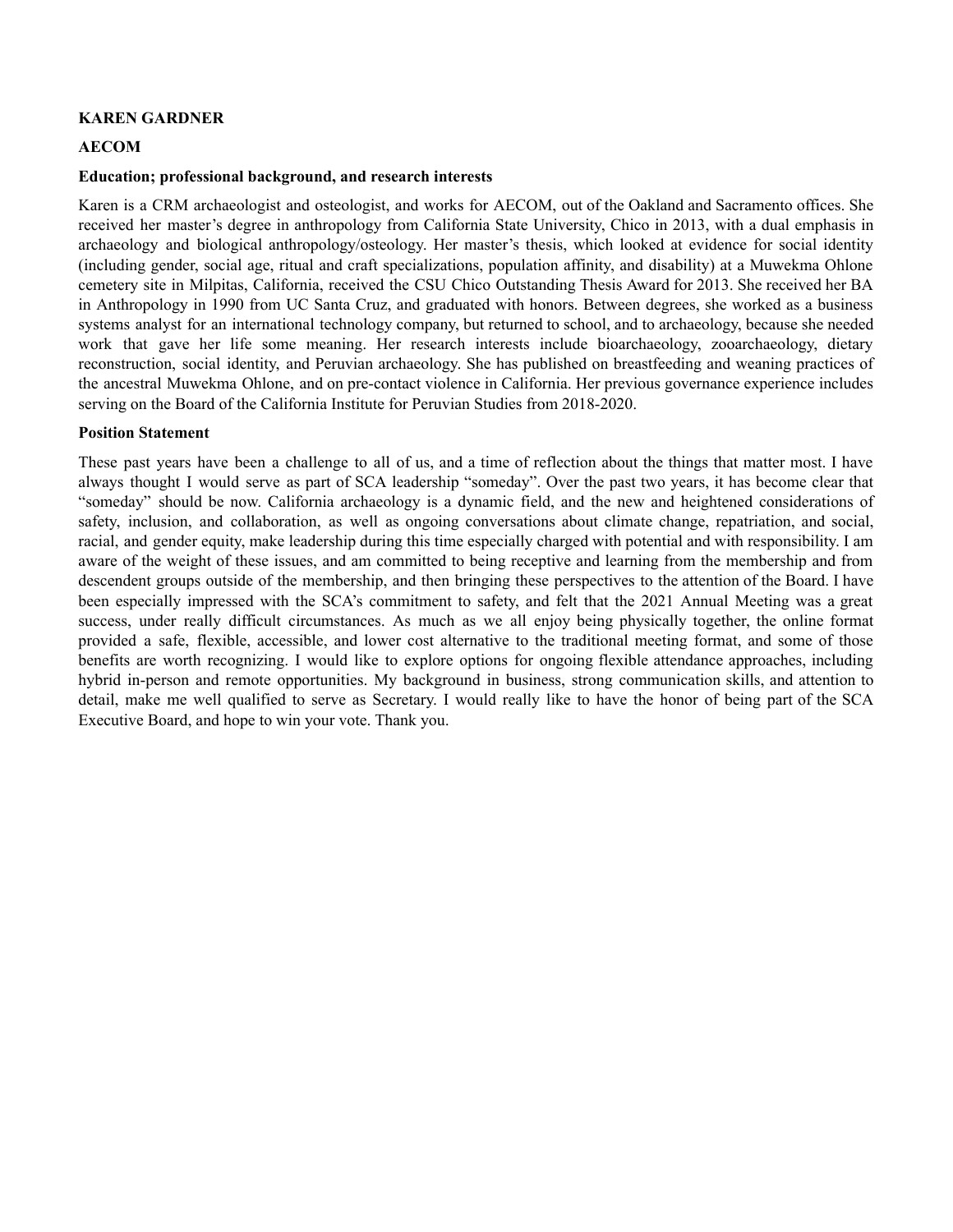**KAREN GARDNER**

**AECOM**

**Education; professional background, and research interests**

Karen is a CRM archaeologist and osteologist, and works for AECOM, out of the Oakland and Sacramento offices. She received her master's degree in anthropology from California State University, Chico in 2013, with a dual emphasis in archaeology and biological anthropology/osteology. Her master's thesis, which looked at evidence for social identity (including gender, social age, ritual and craft specializations, population affinity, and disability) at a Muwekma Ohlone cemetery site in Milpitas, California, received the CSU Chico Outstanding Thesis Award for 2013. She received her BA in Anthropology in 1990 from UC Santa Cruz, and graduated with honors. Between degrees, she worked as a business systems analyst for an international technology company, but returned to school, and to archaeology, because she needed work that gave her life some meaning. Her research interests include bioarchaeology, zooarchaeology, dietary reconstruction, social identity, and Peruvian archaeology. She has published on breastfeeding and weaning practices of the ancestral Muwekma Ohlone, and on pre-contact violence in California. Her previous governance experience includes serving on the Board of the California Institute for Peruvian Studies from 2018-2020.

**Position Statement**

These past years have been a challenge to all of us, and a time of reflection about the things that matter most. I have always thought I would serve as part of SCA leadership "someday". Over the past two years, it has become clear that "someday" should be now. California archaeology is a dynamic field, and the new and heightened considerations of safety, inclusion, and collaboration, as well as ongoing conversations about climate change, repatriation, and social, racial, and gender equity, make leadership during this time especially charged with potential and with responsibility. I am aware of the weight of these issues, and am committed to being receptive and learning from the membership and from descendent groups outside of the membership, and then bringing these perspectives to the attention of the Board. I have been especially impressed with the SCA's commitment to safety, and felt that the 2021 Annual Meeting was a great success, under really difficult circumstances. As much as we all enjoy being physically together, the online format provided a safe, flexible, accessible, and lower cost alternative to the traditional meeting format, and some of those benefits are worth recognizing. I would like to explore options for ongoing flexible attendance approaches, including hybrid in-person and remote opportunities. My background in business, strong communication skills, and attention to detail, make me well qualified to serve as Secretary. I would really like to have the honor of being part of the SCA Executive Board, and hope to win your vote. Thank you.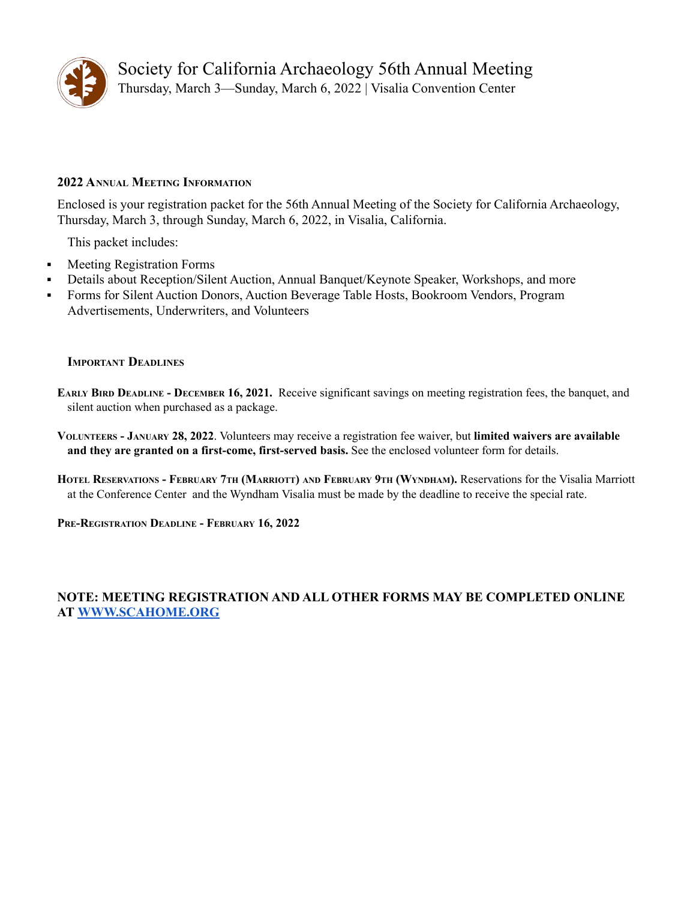# Society for California Archaeology 56th Annual Meeting

Thursday, March 3—Sunday, March 6, 2022 | Visalia Convention Center

### 2022 Annual Meeting Information

Enclosed is your registration packet for the 56th Annual Meeting of the Society for California Archaeology, Thursday, March 3, through Sunday, March 6, 2022, in Visalia, California.

This packet includes:

- Meeting Registration Forms
- Details about Reception/Silent Auction, Annual Banquet/Keynote Speaker, Workshops, and more
- Forms for Silent Auction Donors, Auction Beverage Table Hosts, Bookroom Vendors, Program Advertisements, Underwriters, and Volunteers

### Important Deadlines

**Early Bird Deadline - December 16, 2021.** Receive significant savings on meeting registration fees, the banquet, and silent auction when purchased as a package.

**Volunteers - January 28, 2022**. Volunteers may receive a registration fee waiver, but **limited waivers are available and they are granted on a first-come, first-served basis.** See the enclosed volunteer form for details.

**Hotel Reservations - February 7th (Marriott) and February 9th (Wyndham).** Reservations for the Visalia Marriott at the Conference Center and the Wyndham Visalia must be made by the deadline to receive the special rate.

**Pre-Registration Deadline - February 16, 2022**

**NOTE: MEETING REGISTRATION AND ALL OTHER FORMS MAY BE COMPLETED ONLINE AT [WWW.SCAHOME.ORG](http://www.scahome.org)**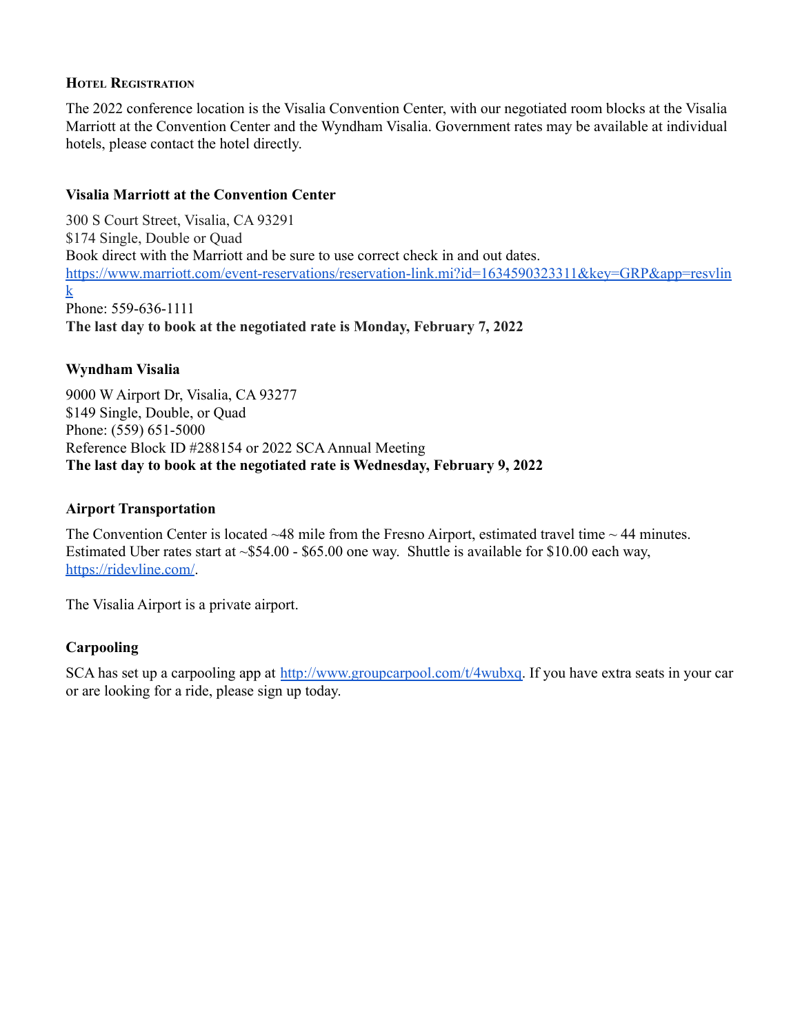## Hotel Registration

The 2022 conference location is the Visalia Convention Center, with our negotiated room blocks at the Visalia Marriott at the Convention Center and the Wyndham Visalia. Government rates may be available at individual hotels, please contact the hotel directly.

### Visalia Marriott at the Convention Center

300 S Court Street, Visalia, CA 93291
$174 Single, Double or Quad
Book direct with the Marriott and be sure to use correct check in and out dates.
https://www.marriott.com/event-reservations/reservation-link.mi?id=1634590323311&key=GRP&app=resvlink
Phone: 559-636-1111
**The last day to book at the negotiated rate is Monday, February 7, 2022**

### Wyndham Visalia

9000 W Airport Dr, Visalia, CA 93277
$149 Single, Double, or Quad
Phone: (559) 651-5000
Reference Block ID #288154 or 2022 SCA Annual Meeting
**The last day to book at the negotiated rate is Wednesday, February 9, 2022**

### Airport Transportation

The Convention Center is located ~48 mile from the Fresno Airport, estimated travel time ~ 44 minutes. Estimated Uber rates start at ~$54.00 - $65.00 one way. Shuttle is available for $10.00 each way, https://ridevline.com/.

The Visalia Airport is a private airport.

### Carpooling

SCA has set up a carpooling app at http://www.groupcarpool.com/t/4wubxq. If you have extra seats in your car or are looking for a ride, please sign up today.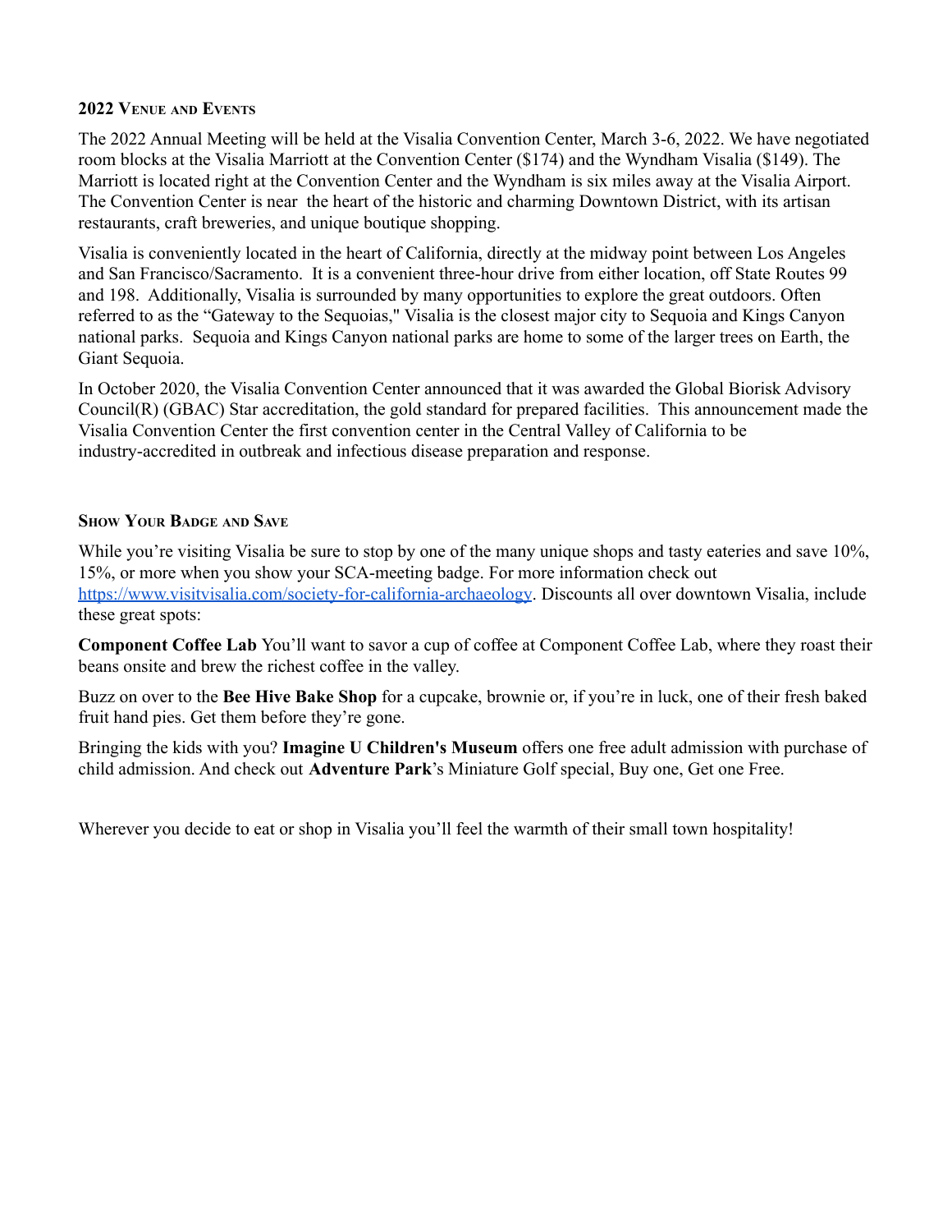## 2022 Venue and Events

The 2022 Annual Meeting will be held at the Visalia Convention Center, March 3-6, 2022. We have negotiated room blocks at the Visalia Marriott at the Convention Center ($174) and the Wyndham Visalia ($149). The Marriott is located right at the Convention Center and the Wyndham is six miles away at the Visalia Airport. The Convention Center is near the heart of the historic and charming Downtown District, with its artisan restaurants, craft breweries, and unique boutique shopping.

Visalia is conveniently located in the heart of California, directly at the midway point between Los Angeles and San Francisco/Sacramento. It is a convenient three-hour drive from either location, off State Routes 99 and 198. Additionally, Visalia is surrounded by many opportunities to explore the great outdoors. Often referred to as the "Gateway to the Sequoias," Visalia is the closest major city to Sequoia and Kings Canyon national parks. Sequoia and Kings Canyon national parks are home to some of the larger trees on Earth, the Giant Sequoia.

In October 2020, the Visalia Convention Center announced that it was awarded the Global Biorisk Advisory Council(R) (GBAC) Star accreditation, the gold standard for prepared facilities. This announcement made the Visalia Convention Center the first convention center in the Central Valley of California to be industry-accredited in outbreak and infectious disease preparation and response.

## Show Your Badge and Save

While you're visiting Visalia be sure to stop by one of the many unique shops and tasty eateries and save 10%, 15%, or more when you show your SCA-meeting badge. For more information check out [https://www.visitvisalia.com/society-for-california-archaeology](https://www.visitvisalia.com/society-for-california-archaeology). Discounts all over downtown Visalia, include these great spots:

**Component Coffee Lab** You'll want to savor a cup of coffee at Component Coffee Lab, where they roast their beans onsite and brew the richest coffee in the valley.

Buzz on over to the **Bee Hive Bake Shop** for a cupcake, brownie or, if you're in luck, one of their fresh baked fruit hand pies. Get them before they're gone.

Bringing the kids with you? **Imagine U Children's Museum** offers one free adult admission with purchase of child admission. And check out **Adventure Park**'s Miniature Golf special, Buy one, Get one Free.

Wherever you decide to eat or shop in Visalia you'll feel the warmth of their small town hospitality!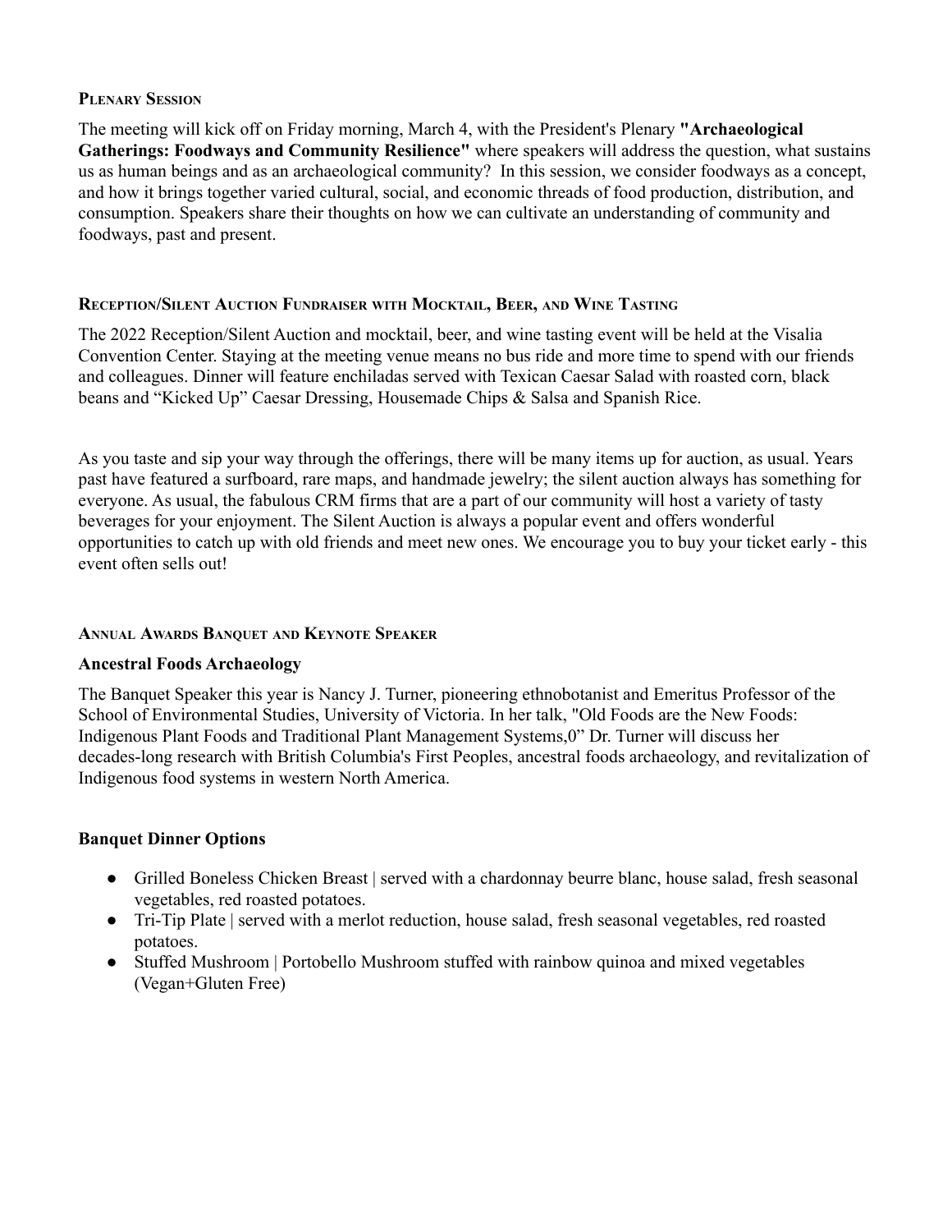### Plenary Session

The meeting will kick off on Friday morning, March 4, with the President's Plenary **"Archaeological Gatherings: Foodways and Community Resilience"** where speakers will address the question, what sustains us as human beings and as an archaeological community? In this session, we consider foodways as a concept, and how it brings together varied cultural, social, and economic threads of food production, distribution, and consumption. Speakers share their thoughts on how we can cultivate an understanding of community and foodways, past and present.

### Reception/Silent Auction Fundraiser with Mocktail, Beer, and Wine Tasting

The 2022 Reception/Silent Auction and mocktail, beer, and wine tasting event will be held at the Visalia Convention Center. Staying at the meeting venue means no bus ride and more time to spend with our friends and colleagues. Dinner will feature enchiladas served with Texican Caesar Salad with roasted corn, black beans and "Kicked Up" Caesar Dressing, Housemade Chips & Salsa and Spanish Rice.

As you taste and sip your way through the offerings, there will be many items up for auction, as usual. Years past have featured a surfboard, rare maps, and handmade jewelry; the silent auction always has something for everyone. As usual, the fabulous CRM firms that are a part of our community will host a variety of tasty beverages for your enjoyment. The Silent Auction is always a popular event and offers wonderful opportunities to catch up with old friends and meet new ones. We encourage you to buy your ticket early - this event often sells out!

### Annual Awards Banquet and Keynote Speaker

**Ancestral Foods Archaeology**

The Banquet Speaker this year is Nancy J. Turner, pioneering ethnobotanist and Emeritus Professor of the School of Environmental Studies, University of Victoria. In her talk, "Old Foods are the New Foods: Indigenous Plant Foods and Traditional Plant Management Systems,0" Dr. Turner will discuss her decades-long research with British Columbia's First Peoples, ancestral foods archaeology, and revitalization of Indigenous food systems in western North America.

**Banquet Dinner Options**

- Grilled Boneless Chicken Breast | served with a chardonnay beurre blanc, house salad, fresh seasonal vegetables, red roasted potatoes.
- Tri-Tip Plate | served with a merlot reduction, house salad, fresh seasonal vegetables, red roasted potatoes.
- Stuffed Mushroom | Portobello Mushroom stuffed with rainbow quinoa and mixed vegetables (Vegan+Gluten Free)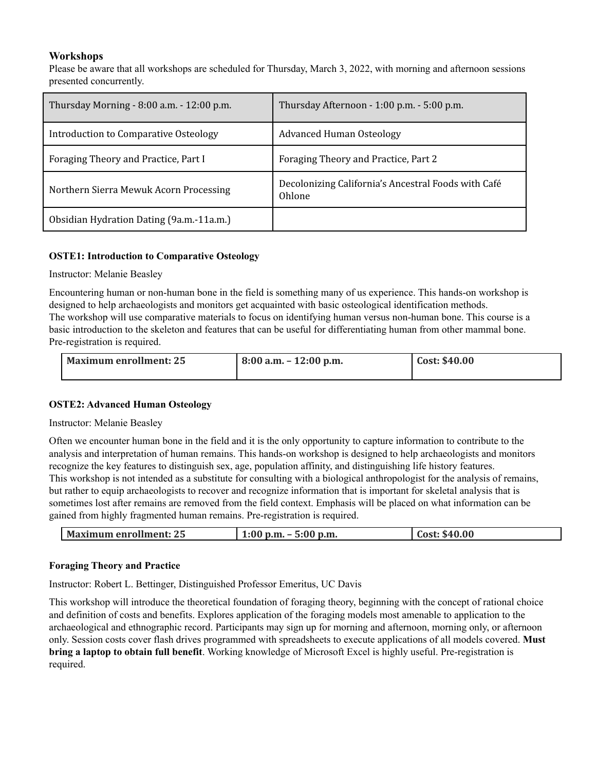## Workshops

Please be aware that all workshops are scheduled for Thursday, March 3, 2022, with morning and afternoon sessions presented concurrently.

| Thursday Morning - 8:00 a.m. - 12:00 p.m. | Thursday Afternoon - 1:00 p.m. - 5:00 p.m. |
|---|---|
| Introduction to Comparative Osteology | Advanced Human Osteology |
| Foraging Theory and Practice, Part I | Foraging Theory and Practice, Part 2 |
| Northern Sierra Mewuk Acorn Processing | Decolonizing California's Ancestral Foods with Café Ohlone |
| Obsidian Hydration Dating (9a.m.-11a.m.) | |

### OSTE1: Introduction to Comparative Osteology

Instructor: Melanie Beasley

Encountering human or non-human bone in the field is something many of us experience. This hands-on workshop is designed to help archaeologists and monitors get acquainted with basic osteological identification methods.
The workshop will use comparative materials to focus on identifying human versus non-human bone. This course is a basic introduction to the skeleton and features that can be useful for differentiating human from other mammal bone. Pre-registration is required.

| **Maximum enrollment: 25** | **8:00 a.m. – 12:00 p.m.** | **Cost: $40.00** |
|---|---|---|

### OSTE2: Advanced Human Osteology

Instructor: Melanie Beasley

Often we encounter human bone in the field and it is the only opportunity to capture information to contribute to the analysis and interpretation of human remains. This hands-on workshop is designed to help archaeologists and monitors recognize the key features to distinguish sex, age, population affinity, and distinguishing life history features.
This workshop is not intended as a substitute for consulting with a biological anthropologist for the analysis of remains, but rather to equip archaeologists to recover and recognize information that is important for skeletal analysis that is sometimes lost after remains are removed from the field context. Emphasis will be placed on what information can be gained from highly fragmented human remains. Pre-registration is required.

| **Maximum enrollment: 25** | **1:00 p.m. – 5:00 p.m.** | **Cost: $40.00** |
|---|---|---|

### Foraging Theory and Practice

Instructor: Robert L. Bettinger, Distinguished Professor Emeritus, UC Davis

This workshop will introduce the theoretical foundation of foraging theory, beginning with the concept of rational choice and definition of costs and benefits. Explores application of the foraging models most amenable to application to the archaeological and ethnographic record. Participants may sign up for morning and afternoon, morning only, or afternoon only. Session costs cover flash drives programmed with spreadsheets to execute applications of all models covered. **Must bring a laptop to obtain full benefit**. Working knowledge of Microsoft Excel is highly useful. Pre-registration is required.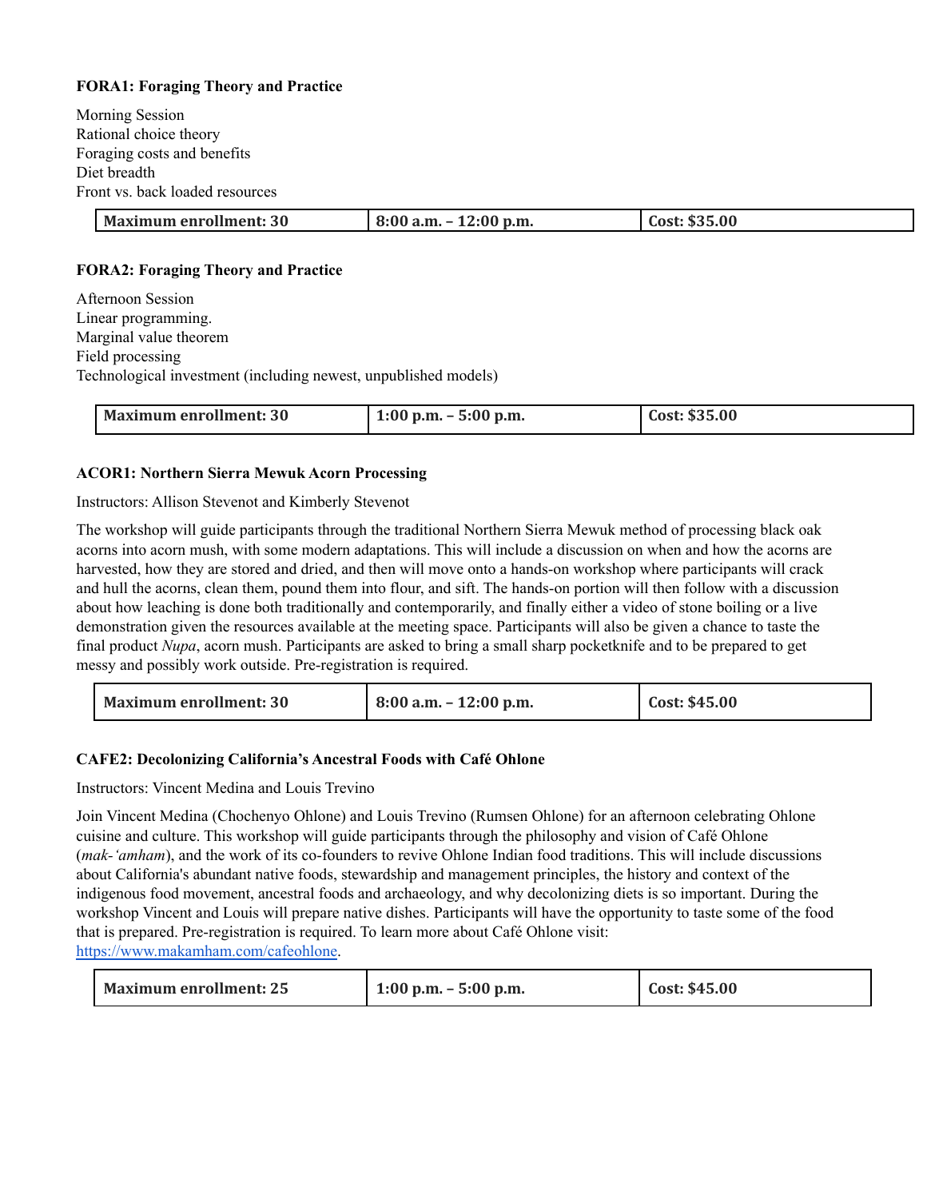**FORA1: Foraging Theory and Practice**

Morning Session
Rational choice theory
Foraging costs and benefits
Diet breadth
Front vs. back loaded resources

| Maximum enrollment: 30 | 8:00 a.m. – 12:00 p.m. | Cost: $35.00 |
|---|---|---|

**FORA2: Foraging Theory and Practice**

Afternoon Session
Linear programming.
Marginal value theorem
Field processing
Technological investment (including newest, unpublished models)

| Maximum enrollment: 30 | 1:00 p.m. – 5:00 p.m. | Cost: $35.00 |
|---|---|---|

**ACOR1: Northern Sierra Mewuk Acorn Processing**

Instructors: Allison Stevenot and Kimberly Stevenot

The workshop will guide participants through the traditional Northern Sierra Mewuk method of processing black oak acorns into acorn mush, with some modern adaptations. This will include a discussion on when and how the acorns are harvested, how they are stored and dried, and then will move onto a hands-on workshop where participants will crack and hull the acorns, clean them, pound them into flour, and sift. The hands-on portion will then follow with a discussion about how leaching is done both traditionally and contemporarily, and finally either a video of stone boiling or a live demonstration given the resources available at the meeting space. Participants will also be given a chance to taste the final product *Nupa*, acorn mush. Participants are asked to bring a small sharp pocketknife and to be prepared to get messy and possibly work outside. Pre-registration is required.

| Maximum enrollment: 30 | 8:00 a.m. – 12:00 p.m. | Cost: $45.00 |
|---|---|---|

**CAFE2: Decolonizing California's Ancestral Foods with Café Ohlone**

Instructors: Vincent Medina and Louis Trevino

Join Vincent Medina (Chochenyo Ohlone) and Louis Trevino (Rumsen Ohlone) for an afternoon celebrating Ohlone cuisine and culture. This workshop will guide participants through the philosophy and vision of Café Ohlone (*mak-'amham*), and the work of its co-founders to revive Ohlone Indian food traditions. This will include discussions about California's abundant native foods, stewardship and management principles, the history and context of the indigenous food movement, ancestral foods and archaeology, and why decolonizing diets is so important. During the workshop Vincent and Louis will prepare native dishes. Participants will have the opportunity to taste some of the food that is prepared. Pre-registration is required. To learn more about Café Ohlone visit: https://www.makamham.com/cafeohlone.

| Maximum enrollment: 25 | 1:00 p.m. – 5:00 p.m. | Cost: $45.00 |
|---|---|---|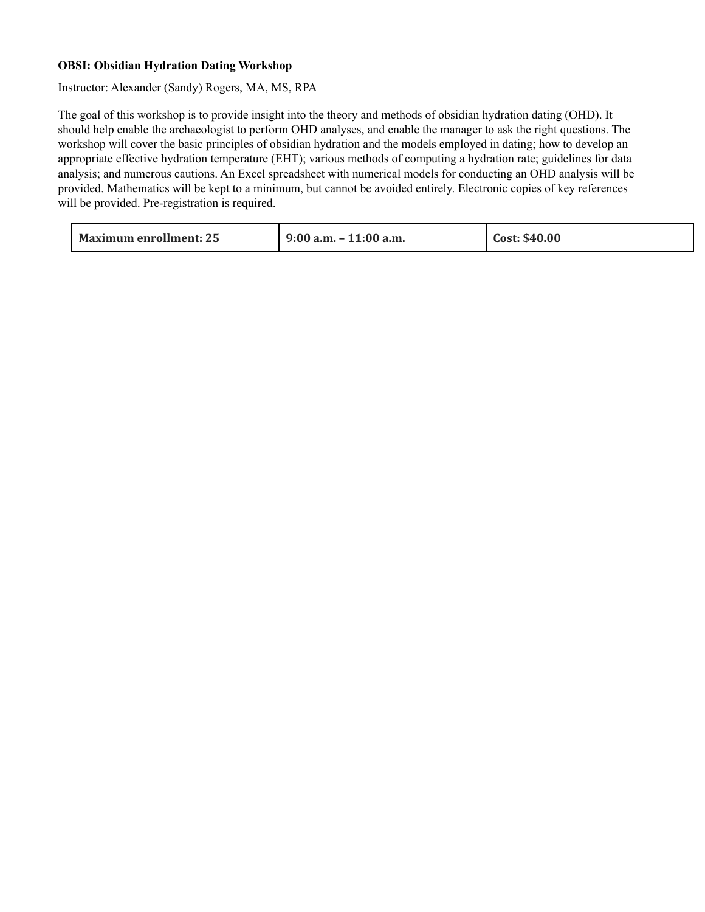**OBSI: Obsidian Hydration Dating Workshop**

Instructor: Alexander (Sandy) Rogers, MA, MS, RPA

The goal of this workshop is to provide insight into the theory and methods of obsidian hydration dating (OHD). It should help enable the archaeologist to perform OHD analyses, and enable the manager to ask the right questions. The workshop will cover the basic principles of obsidian hydration and the models employed in dating; how to develop an appropriate effective hydration temperature (EHT); various methods of computing a hydration rate; guidelines for data analysis; and numerous cautions. An Excel spreadsheet with numerical models for conducting an OHD analysis will be provided. Mathematics will be kept to a minimum, but cannot be avoided entirely. Electronic copies of key references will be provided. Pre-registration is required.

| **Maximum enrollment: 25** | **9:00 a.m. – 11:00 a.m.** | **Cost: $40.00** |
| --- | --- | --- |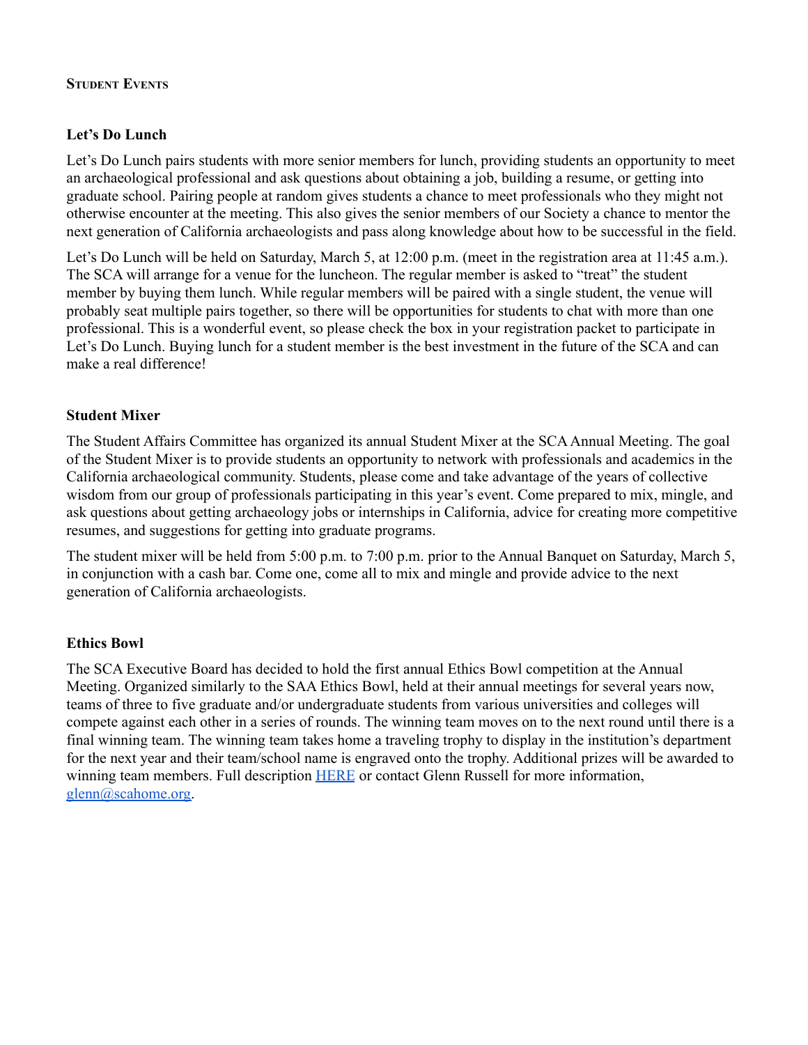## Student Events

### Let's Do Lunch

Let's Do Lunch pairs students with more senior members for lunch, providing students an opportunity to meet an archaeological professional and ask questions about obtaining a job, building a resume, or getting into graduate school. Pairing people at random gives students a chance to meet professionals who they might not otherwise encounter at the meeting. This also gives the senior members of our Society a chance to mentor the next generation of California archaeologists and pass along knowledge about how to be successful in the field.

Let's Do Lunch will be held on Saturday, March 5, at 12:00 p.m. (meet in the registration area at 11:45 a.m.). The SCA will arrange for a venue for the luncheon. The regular member is asked to "treat" the student member by buying them lunch. While regular members will be paired with a single student, the venue will probably seat multiple pairs together, so there will be opportunities for students to chat with more than one professional. This is a wonderful event, so please check the box in your registration packet to participate in Let's Do Lunch. Buying lunch for a student member is the best investment in the future of the SCA and can make a real difference!

### Student Mixer

The Student Affairs Committee has organized its annual Student Mixer at the SCA Annual Meeting. The goal of the Student Mixer is to provide students an opportunity to network with professionals and academics in the California archaeological community. Students, please come and take advantage of the years of collective wisdom from our group of professionals participating in this year's event. Come prepared to mix, mingle, and ask questions about getting archaeology jobs or internships in California, advice for creating more competitive resumes, and suggestions for getting into graduate programs.

The student mixer will be held from 5:00 p.m. to 7:00 p.m. prior to the Annual Banquet on Saturday, March 5, in conjunction with a cash bar. Come one, come all to mix and mingle and provide advice to the next generation of California archaeologists.

### Ethics Bowl

The SCA Executive Board has decided to hold the first annual Ethics Bowl competition at the Annual Meeting. Organized similarly to the SAA Ethics Bowl, held at their annual meetings for several years now, teams of three to five graduate and/or undergraduate students from various universities and colleges will compete against each other in a series of rounds. The winning team moves on to the next round until there is a final winning team. The winning team takes home a traveling trophy to display in the institution's department for the next year and their team/school name is engraved onto the trophy. Additional prizes will be awarded to winning team members. Full description HERE or contact Glenn Russell for more information, glenn@scahome.org.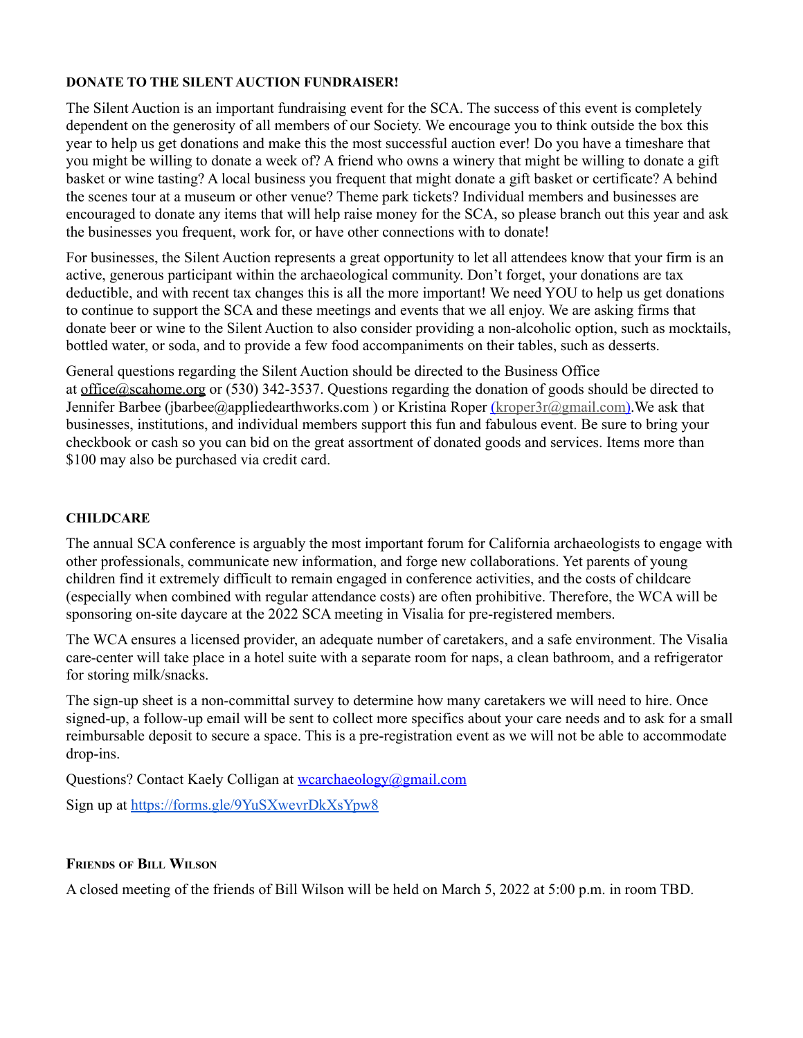**DONATE TO THE SILENT AUCTION FUNDRAISER!**

The Silent Auction is an important fundraising event for the SCA. The success of this event is completely dependent on the generosity of all members of our Society. We encourage you to think outside the box this year to help us get donations and make this the most successful auction ever! Do you have a timeshare that you might be willing to donate a week of? A friend who owns a winery that might be willing to donate a gift basket or wine tasting? A local business you frequent that might donate a gift basket or certificate? A behind the scenes tour at a museum or other venue? Theme park tickets? Individual members and businesses are encouraged to donate any items that will help raise money for the SCA, so please branch out this year and ask the businesses you frequent, work for, or have other connections with to donate!

For businesses, the Silent Auction represents a great opportunity to let all attendees know that your firm is an active, generous participant within the archaeological community. Don't forget, your donations are tax deductible, and with recent tax changes this is all the more important! We need YOU to help us get donations to continue to support the SCA and these meetings and events that we all enjoy. We are asking firms that donate beer or wine to the Silent Auction to also consider providing a non-alcoholic option, such as mocktails, bottled water, or soda, and to provide a few food accompaniments on their tables, such as desserts.

General questions regarding the Silent Auction should be directed to the Business Office at office@scahome.org or (530) 342-3537. Questions regarding the donation of goods should be directed to Jennifer Barbee (jbarbee@appliedearthworks.com ) or Kristina Roper (kroper3r@gmail.com).We ask that businesses, institutions, and individual members support this fun and fabulous event. Be sure to bring your checkbook or cash so you can bid on the great assortment of donated goods and services. Items more than $100 may also be purchased via credit card.

**CHILDCARE**

The annual SCA conference is arguably the most important forum for California archaeologists to engage with other professionals, communicate new information, and forge new collaborations. Yet parents of young children find it extremely difficult to remain engaged in conference activities, and the costs of childcare (especially when combined with regular attendance costs) are often prohibitive. Therefore, the WCA will be sponsoring on-site daycare at the 2022 SCA meeting in Visalia for pre-registered members.

The WCA ensures a licensed provider, an adequate number of caretakers, and a safe environment. The Visalia care-center will take place in a hotel suite with a separate room for naps, a clean bathroom, and a refrigerator for storing milk/snacks.

The sign-up sheet is a non-committal survey to determine how many caretakers we will need to hire. Once signed-up, a follow-up email will be sent to collect more specifics about your care needs and to ask for a small reimbursable deposit to secure a space. This is a pre-registration event as we will not be able to accommodate drop-ins.

Questions? Contact Kaely Colligan at wcarchaeology@gmail.com

Sign up at https://forms.gle/9YuSXwevrDkXsYpw8

**FRIENDS OF BILL WILSON**

A closed meeting of the friends of Bill Wilson will be held on March 5, 2022 at 5:00 p.m. in room TBD.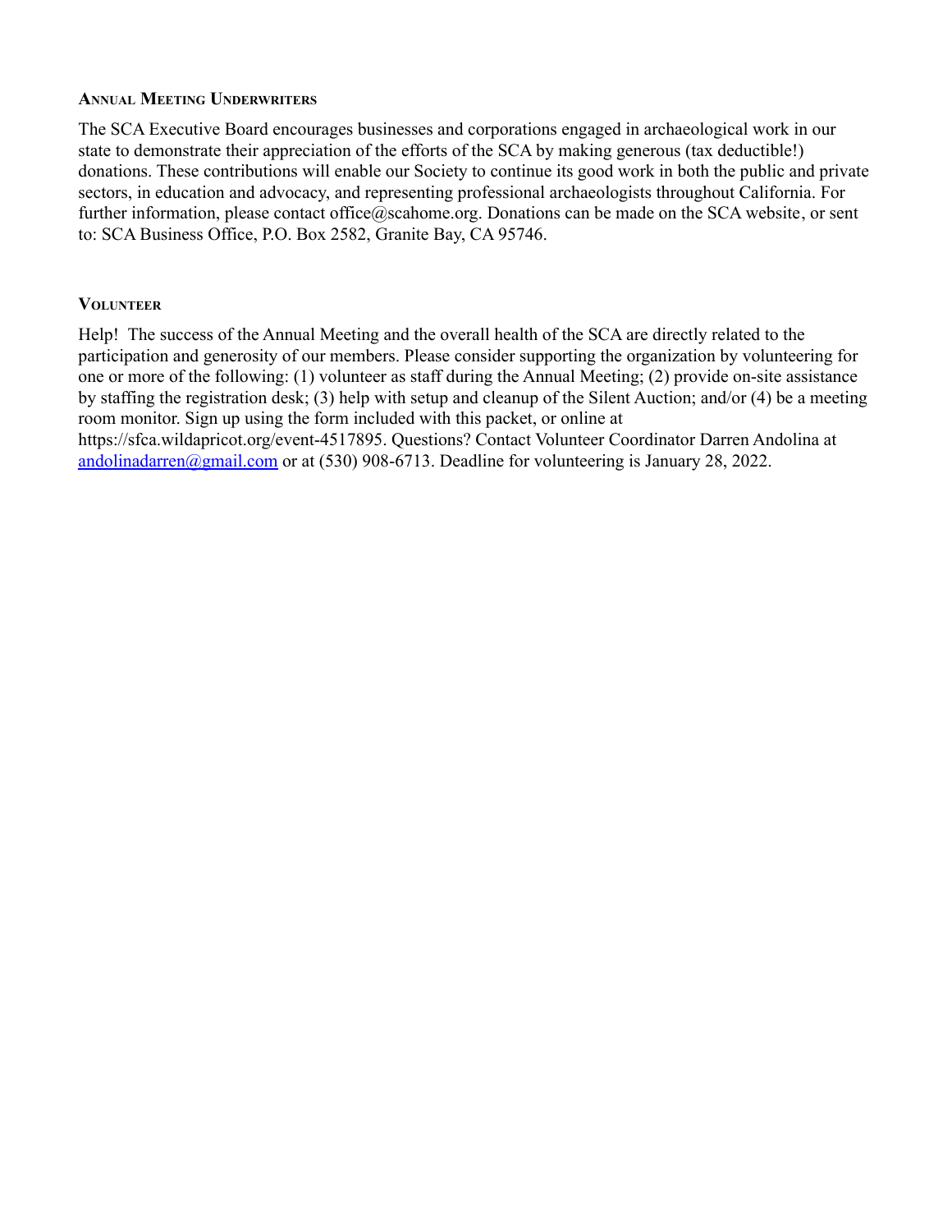### Annual Meeting Underwriters

The SCA Executive Board encourages businesses and corporations engaged in archaeological work in our state to demonstrate their appreciation of the efforts of the SCA by making generous (tax deductible!) donations. These contributions will enable our Society to continue its good work in both the public and private sectors, in education and advocacy, and representing professional archaeologists throughout California. For further information, please contact office@scahome.org. Donations can be made on the SCA website, or sent to: SCA Business Office, P.O. Box 2582, Granite Bay, CA 95746.

### Volunteer

Help! The success of the Annual Meeting and the overall health of the SCA are directly related to the participation and generosity of our members. Please consider supporting the organization by volunteering for one or more of the following: (1) volunteer as staff during the Annual Meeting; (2) provide on-site assistance by staffing the registration desk; (3) help with setup and cleanup of the Silent Auction; and/or (4) be a meeting room monitor. Sign up using the form included with this packet, or online at https://sfca.wildapricot.org/event-4517895. Questions? Contact Volunteer Coordinator Darren Andolina at andolinadarren@gmail.com or at (530) 908-6713. Deadline for volunteering is January 28, 2022.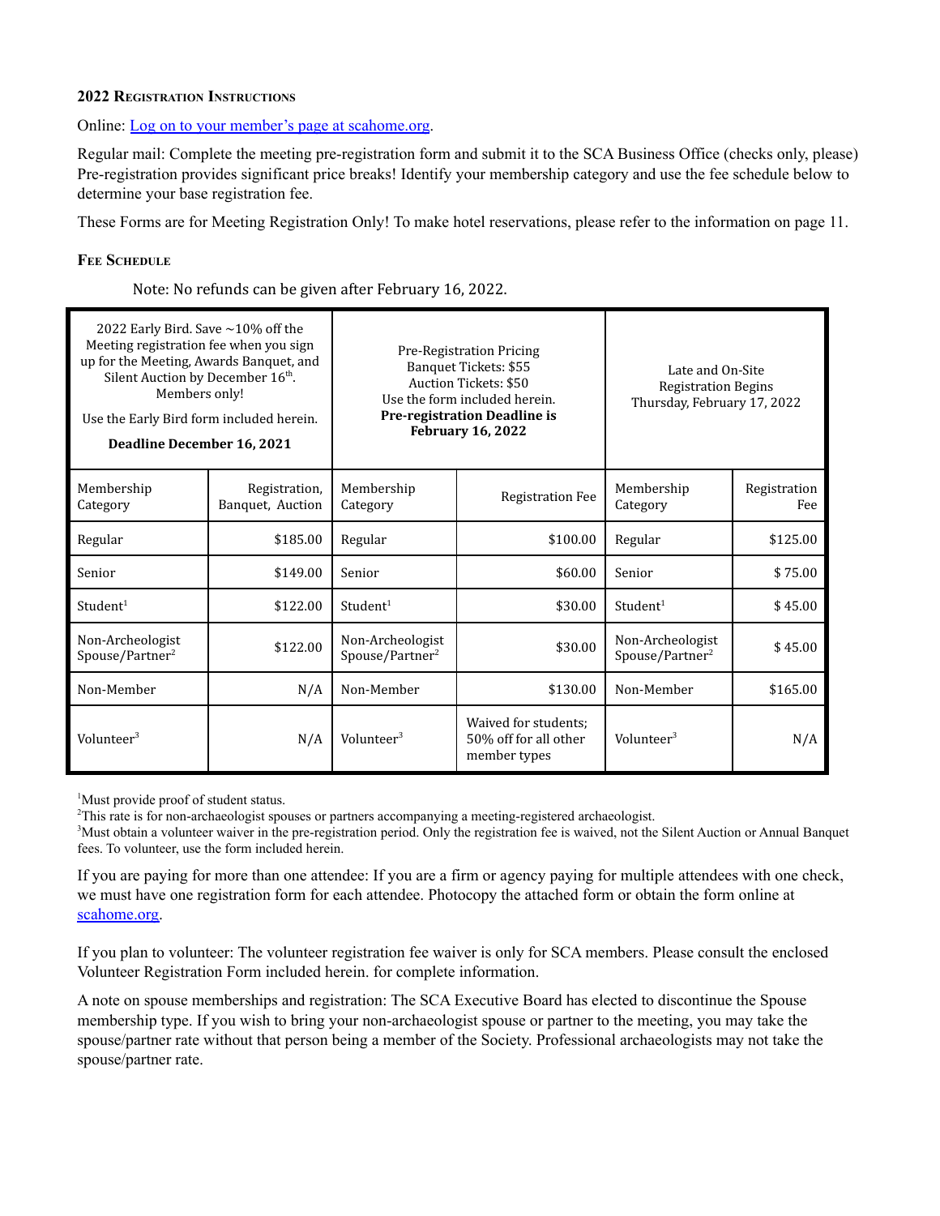**2022 Registration Instructions**

Online: [Log on to your member's page at scahome.org](scahome.org).

Regular mail: Complete the meeting pre-registration form and submit it to the SCA Business Office (checks only, please) Pre-registration provides significant price breaks! Identify your membership category and use the fee schedule below to determine your base registration fee.

These Forms are for Meeting Registration Only! To make hotel reservations, please refer to the information on page 11.

**Fee Schedule**

Note: No refunds can be given after February 16, 2022.

| 2022 Early Bird. Save ~10% off the Meeting registration fee when you sign up for the Meeting, Awards Banquet, and Silent Auction by December 16th. Members only! Use the Early Bird form included herein. **Deadline December 16, 2021** | | Pre-Registration Pricing Banquet Tickets: $55 Auction Tickets: $50 Use the form included herein. **Pre-registration Deadline is February 16, 2022** | | Late and On-Site Registration Begins Thursday, February 17, 2022 | |
|---|---|---|---|---|---|
| Membership Category | Registration, Banquet, Auction | Membership Category | Registration Fee | Membership Category | Registration Fee |
| Regular | $185.00 | Regular | $100.00 | Regular | $125.00 |
| Senior | $149.00 | Senior | $60.00 | Senior | $ 75.00 |
| Student[1] | $122.00 | Student[1] | $30.00 | Student[1] | $ 45.00 |
| Non-Archeologist Spouse/Partner[2] | $122.00 | Non-Archeologist Spouse/Partner[2] | $30.00 | Non-Archeologist Spouse/Partner[2] | $ 45.00 |
| Non-Member | N/A | Non-Member | $130.00 | Non-Member | $165.00 |
| Volunteer[3] | N/A | Volunteer[3] | Waived for students; 50% off for all other member types | Volunteer[3] | N/A |

[1]Must provide proof of student status.
[2]This rate is for non-archaeologist spouses or partners accompanying a meeting-registered archaeologist.
[3]Must obtain a volunteer waiver in the pre-registration period. Only the registration fee is waived, not the Silent Auction or Annual Banquet fees. To volunteer, use the form included herein.

If you are paying for more than one attendee: If you are a firm or agency paying for multiple attendees with one check, we must have one registration form for each attendee. Photocopy the attached form or obtain the form online at [scahome.org](scahome.org).

If you plan to volunteer: The volunteer registration fee waiver is only for SCA members. Please consult the enclosed Volunteer Registration Form included herein. for complete information.

A note on spouse memberships and registration: The SCA Executive Board has elected to discontinue the Spouse membership type. If you wish to bring your non-archaeologist spouse or partner to the meeting, you may take the spouse/partner rate without that person being a member of the Society. Professional archaeologists may not take the spouse/partner rate.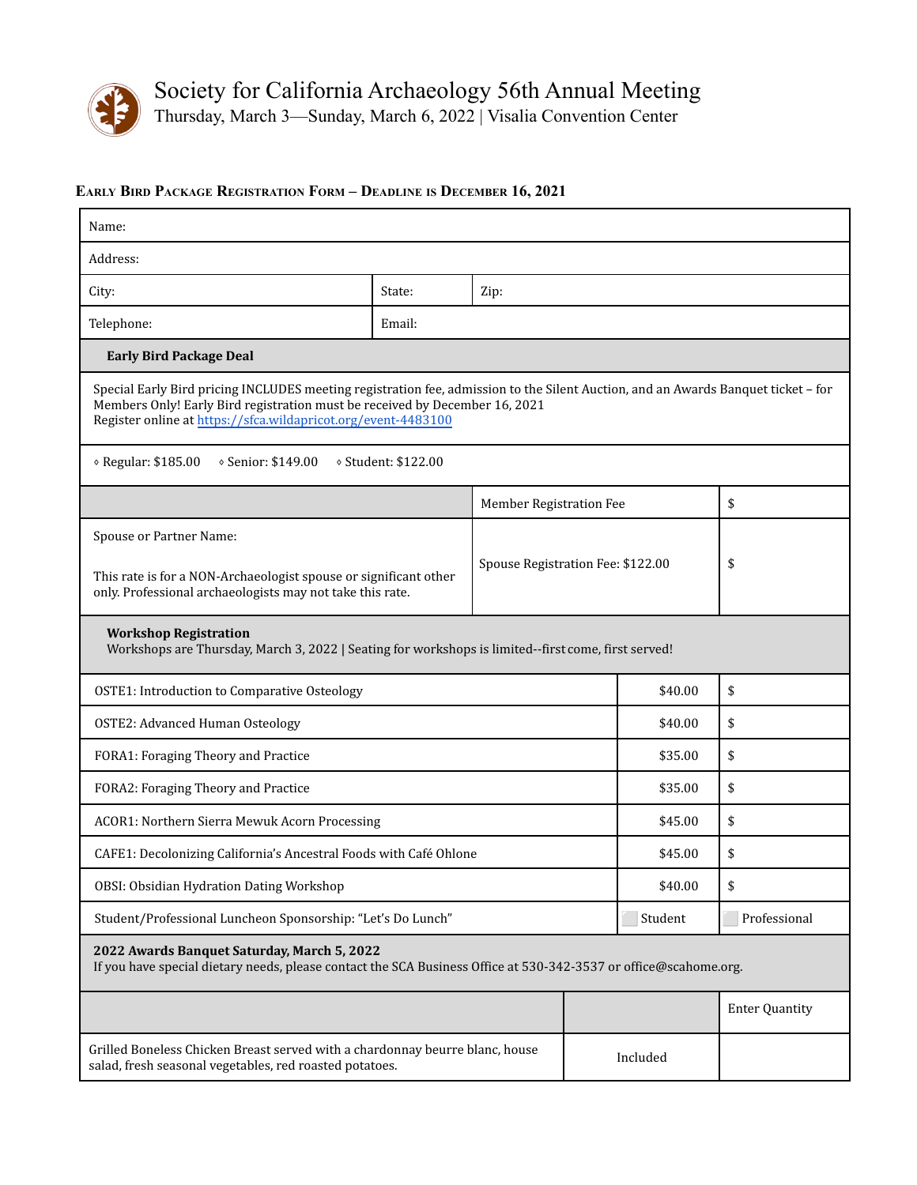# Society for California Archaeology 56th Annual Meeting

Thursday, March 3—Sunday, March 6, 2022 | Visalia Convention Center

**EARLY BIRD PACKAGE REGISTRATION FORM – DEADLINE IS DECEMBER 16, 2021**

| Name: | | |
|---|---|---|
| Address: | | |
| City: | State: | Zip: |
| Telephone: | Email: | |

**Early Bird Package Deal**

Special Early Bird pricing INCLUDES meeting registration fee, admission to the Silent Auction, and an Awards Banquet ticket – for Members Only! Early Bird registration must be received by December 16, 2021
Register online at https://sfca.wildapricot.org/event-4483100

⬨ Regular: $185.00 ⬨ Senior: $149.00 ⬨ Student: $122.00

| | | |
|---|---|---|
| | Member Registration Fee | $ |
| Spouse or Partner Name:<br><br>This rate is for a NON-Archaeologist spouse or significant other only. Professional archaeologists may not take this rate. | Spouse Registration Fee: $122.00 | $ |

**Workshop Registration**
Workshops are Thursday, March 3, 2022 | Seating for workshops is limited--first come, first served!

| Workshop | Fee | Amount |
|---|---|---|
| OSTE1: Introduction to Comparative Osteology | $40.00 | $ |
| OSTE2: Advanced Human Osteology | $40.00 | $ |
| FORA1: Foraging Theory and Practice | $35.00 | $ |
| FORA2: Foraging Theory and Practice | $35.00 | $ |
| ACOR1: Northern Sierra Mewuk Acorn Processing | $45.00 | $ |
| CAFE1: Decolonizing California's Ancestral Foods with Café Ohlone | $45.00 | $ |
| OBSI: Obsidian Hydration Dating Workshop | $40.00 | $ |
| Student/Professional Luncheon Sponsorship: "Let's Do Lunch" | ⬜ Student | ⬜ Professional |

**2022 Awards Banquet Saturday, March 5, 2022**
If you have special dietary needs, please contact the SCA Business Office at 530-342-3537 or office@scahome.org.

| | | Enter Quantity |
|---|---|---|
| Grilled Boneless Chicken Breast served with a chardonnay beurre blanc, house salad, fresh seasonal vegetables, red roasted potatoes. | Included | |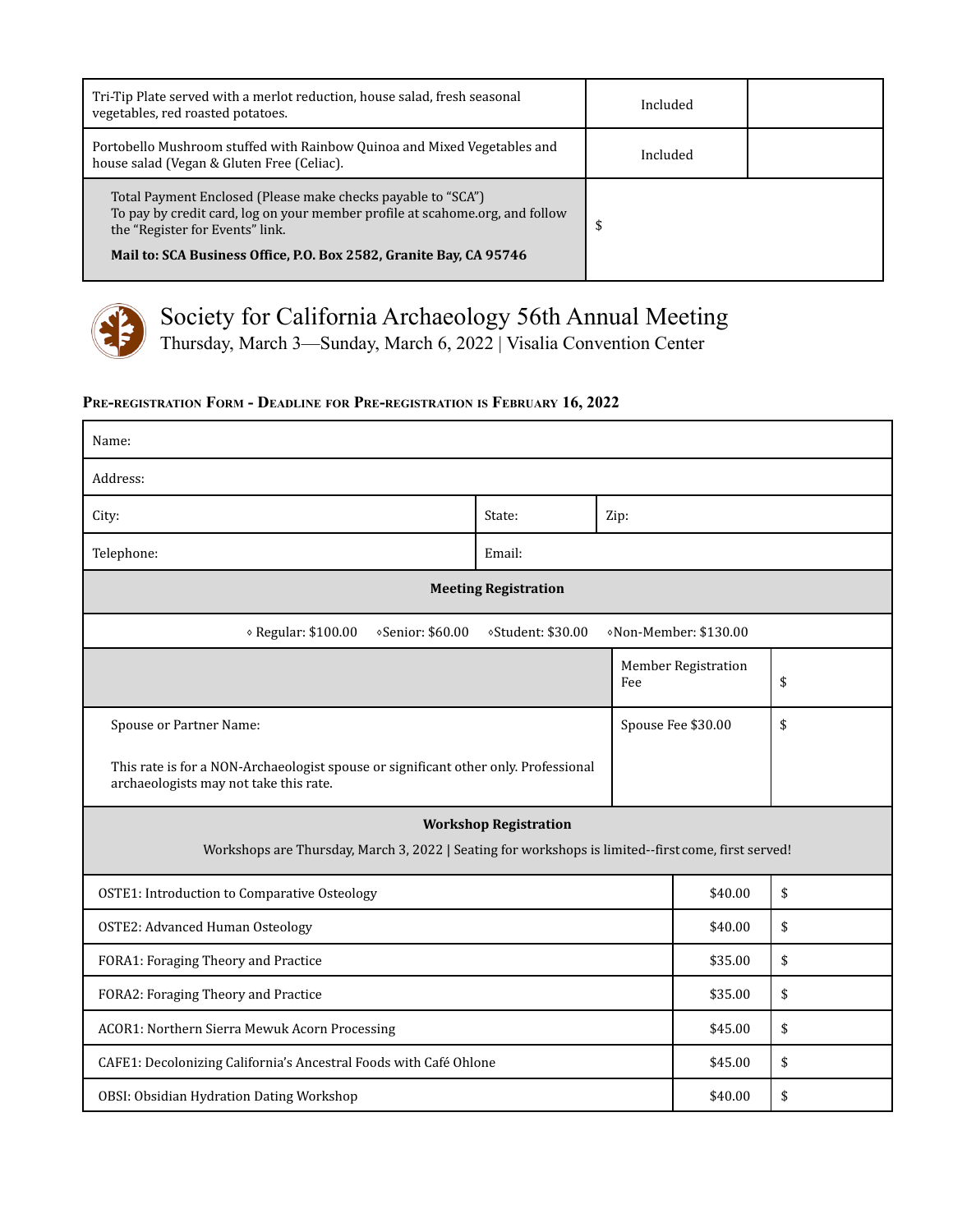| | | |
|---|---|---|
| Tri-Tip Plate served with a merlot reduction, house salad, fresh seasonal vegetables, red roasted potatoes. | Included | |
| Portobello Mushroom stuffed with Rainbow Quinoa and Mixed Vegetables and house salad (Vegan & Gluten Free (Celiac). | Included | |
| Total Payment Enclosed (Please make checks payable to "SCA")<br>To pay by credit card, log on your member profile at scahome.org, and follow the "Register for Events" link.<br>**Mail to: SCA Business Office, P.O. Box 2582, Granite Bay, CA 95746** | $ | |

# Society for California Archaeology 56th Annual Meeting

Thursday, March 3—Sunday, March 6, 2022 | Visalia Convention Center

**PRE-REGISTRATION FORM - DEADLINE FOR PRE-REGISTRATION IS FEBRUARY 16, 2022**

| | | |
|---|---|---|
| Name: | | |
| Address: | | |
| City: | State: | Zip: |
| Telephone: | Email: | |

| | | |
|---|---|---|
| **Meeting Registration** | | |
| ◦ Regular: $100.00 ◦Senior: $60.00 ◦Student: $30.00 ◦Non-Member: $130.00 | | |
| | Member Registration Fee | $ |
| Spouse or Partner Name:<br><br>This rate is for a NON-Archaeologist spouse or significant other only. Professional archaeologists may not take this rate. | Spouse Fee $30.00 | $ |

| | | |
|---|---|---|
| **Workshop Registration**<br>Workshops are Thursday, March 3, 2022 \| Seating for workshops is limited--first come, first served! | | |
| OSTE1: Introduction to Comparative Osteology | $40.00 | $ |
| OSTE2: Advanced Human Osteology | $40.00 | $ |
| FORA1: Foraging Theory and Practice | $35.00 | $ |
| FORA2: Foraging Theory and Practice | $35.00 | $ |
| ACOR1: Northern Sierra Mewuk Acorn Processing | $45.00 | $ |
| CAFE1: Decolonizing California's Ancestral Foods with Café Ohlone | $45.00 | $ |
| OBSI: Obsidian Hydration Dating Workshop | $40.00 | $ |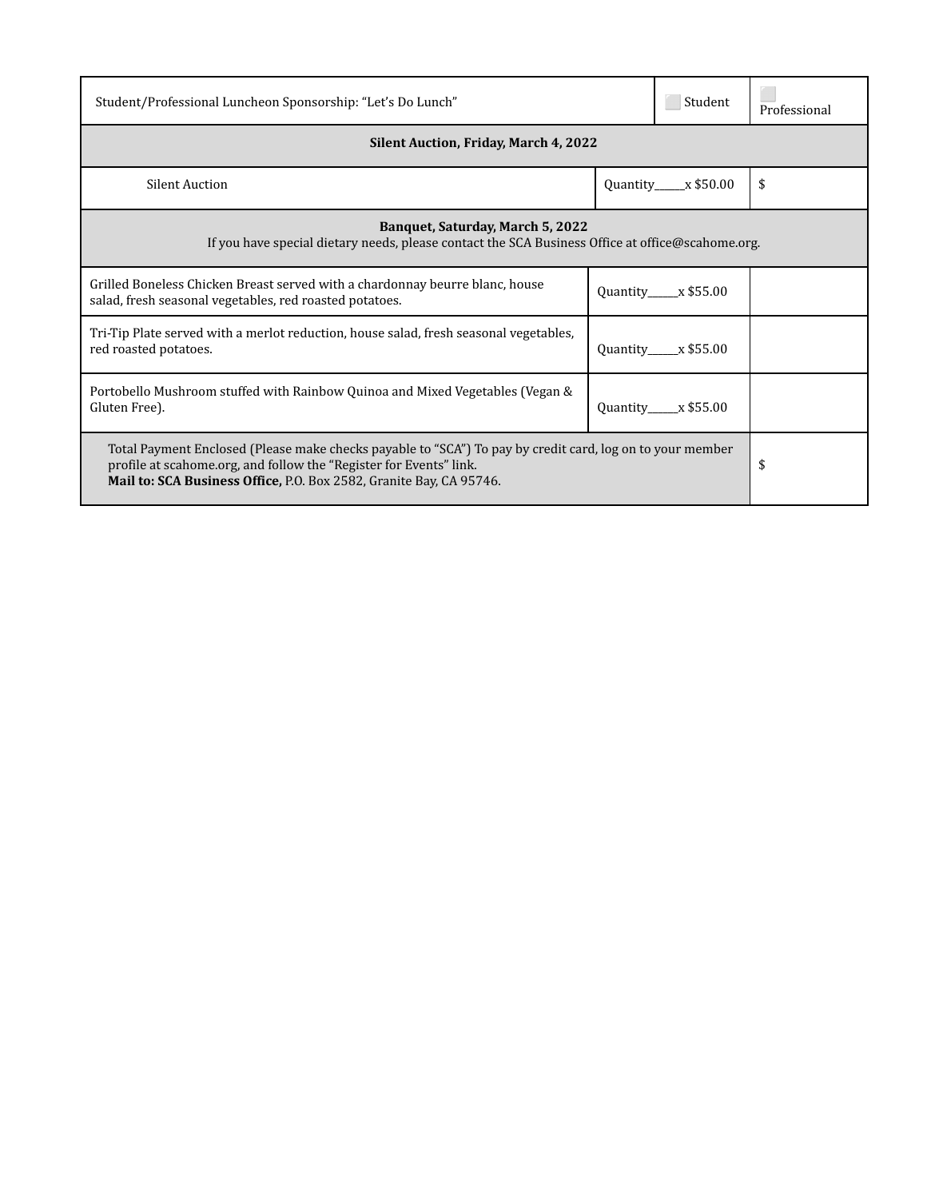| | | |
|---|---|---|
| Student/Professional Luncheon Sponsorship: “Let’s Do Lunch” | ⬜ Student | ⬜ Professional |
| **Silent Auction, Friday, March 4, 2022** | | |
| Silent Auction | Quantity_____x $50.00 | $ |
| **Banquet, Saturday, March 5, 2022**<br>If you have special dietary needs, please contact the SCA Business Office at office@scahome.org. | | |
| Grilled Boneless Chicken Breast served with a chardonnay beurre blanc, house salad, fresh seasonal vegetables, red roasted potatoes. | Quantity_____x $55.00 | |
| Tri-Tip Plate served with a merlot reduction, house salad, fresh seasonal vegetables, red roasted potatoes. | Quantity_____x $55.00 | |
| Portobello Mushroom stuffed with Rainbow Quinoa and Mixed Vegetables (Vegan & Gluten Free). | Quantity_____x $55.00 | |
| Total Payment Enclosed (Please make checks payable to “SCA”) To pay by credit card, log on to your member profile at scahome.org, and follow the “Register for Events” link.<br>**Mail to: SCA Business Office,** P.O. Box 2582, Granite Bay, CA 95746. | | $ |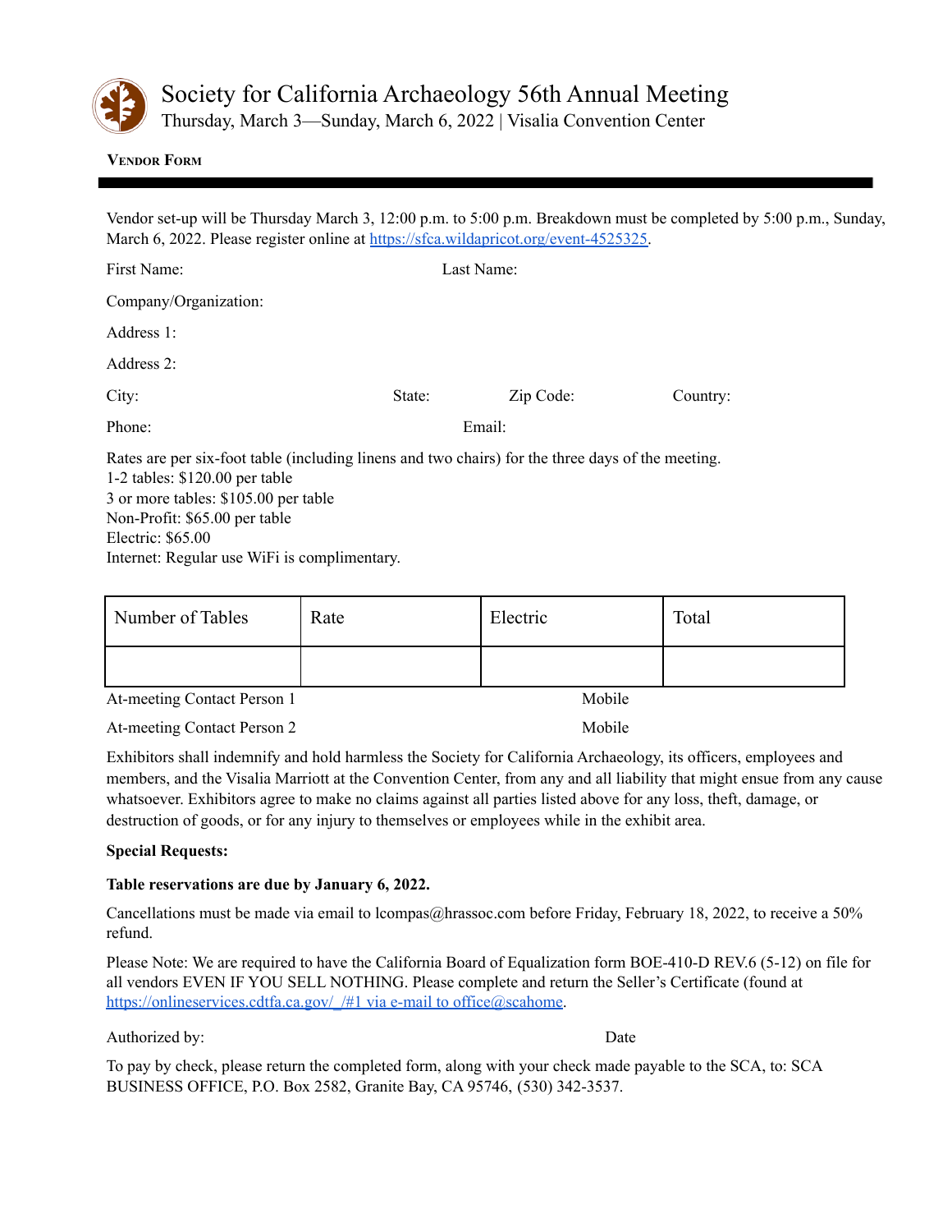# Society for California Archaeology 56th Annual Meeting

Thursday, March 3—Sunday, March 6, 2022 | Visalia Convention Center

**VENDOR FORM**

---

Vendor set-up will be Thursday March 3, 12:00 p.m. to 5:00 p.m. Breakdown must be completed by 5:00 p.m., Sunday, March 6, 2022. Please register online at https://sfca.wildapricot.org/event-4525325.

First Name: Last Name:

Company/Organization:

Address 1:

Address 2:

City: State: Zip Code: Country:

Phone: Email:

Rates are per six-foot table (including linens and two chairs) for the three days of the meeting.
1-2 tables: $120.00 per table
3 or more tables: $105.00 per table
Non-Profit: $65.00 per table
Electric: $65.00
Internet: Regular use WiFi is complimentary.

| Number of Tables | Rate | Electric | Total |
|---|---|---|---|
| | | | |

At-meeting Contact Person 1 Mobile

At-meeting Contact Person 2 Mobile

Exhibitors shall indemnify and hold harmless the Society for California Archaeology, its officers, employees and members, and the Visalia Marriott at the Convention Center, from any and all liability that might ensue from any cause whatsoever. Exhibitors agree to make no claims against all parties listed above for any loss, theft, damage, or destruction of goods, or for any injury to themselves or employees while in the exhibit area.

**Special Requests:**

**Table reservations are due by January 6, 2022.**

Cancellations must be made via email to lcompas@hrassoc.com before Friday, February 18, 2022, to receive a 50% refund.

Please Note: We are required to have the California Board of Equalization form BOE-410-D REV.6 (5-12) on file for all vendors EVEN IF YOU SELL NOTHING. Please complete and return the Seller's Certificate (found at https://onlineservices.cdtfa.ca.gov/_/#1 via e-mail to office@scahome.

Authorized by: Date

To pay by check, please return the completed form, along with your check made payable to the SCA, to: SCA BUSINESS OFFICE, P.O. Box 2582, Granite Bay, CA 95746, (530) 342-3537.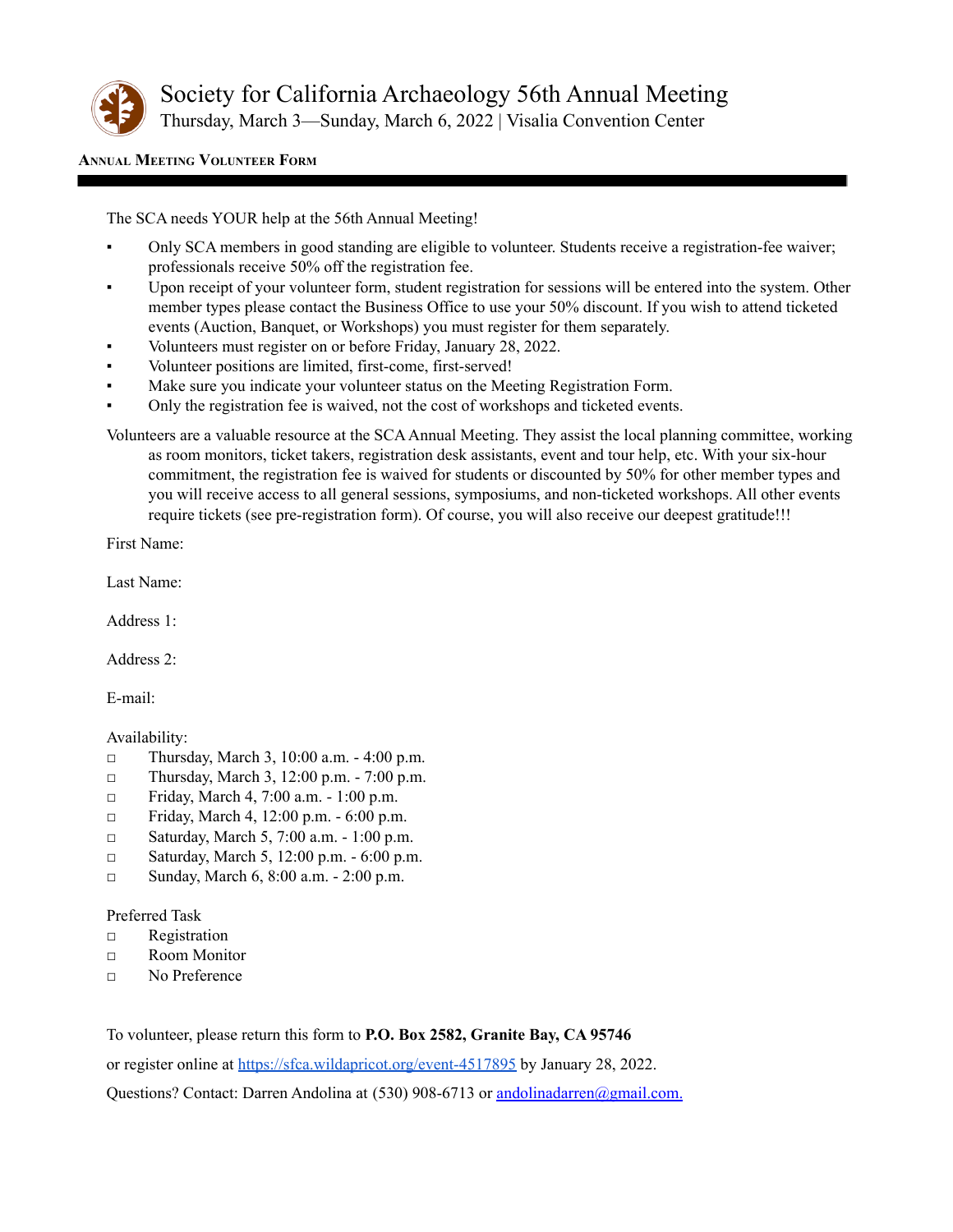# Society for California Archaeology 56th Annual Meeting

Thursday, March 3—Sunday, March 6, 2022 | Visalia Convention Center

**ANNUAL MEETING VOLUNTEER FORM**

The SCA needs YOUR help at the 56th Annual Meeting!

- Only SCA members in good standing are eligible to volunteer. Students receive a registration-fee waiver; professionals receive 50% off the registration fee.
- Upon receipt of your volunteer form, student registration for sessions will be entered into the system. Other member types please contact the Business Office to use your 50% discount. If you wish to attend ticketed events (Auction, Banquet, or Workshops) you must register for them separately.
- Volunteers must register on or before Friday, January 28, 2022.
- Volunteer positions are limited, first-come, first-served!
- Make sure you indicate your volunteer status on the Meeting Registration Form.
- Only the registration fee is waived, not the cost of workshops and ticketed events.

Volunteers are a valuable resource at the SCA Annual Meeting. They assist the local planning committee, working as room monitors, ticket takers, registration desk assistants, event and tour help, etc. With your six-hour commitment, the registration fee is waived for students or discounted by 50% for other member types and you will receive access to all general sessions, symposiums, and non-ticketed workshops. All other events require tickets (see pre-registration form). Of course, you will also receive our deepest gratitude!!!

First Name:

Last Name:

Address 1:

Address 2:

E-mail:

Availability:

- ☐ Thursday, March 3, 10:00 a.m. - 4:00 p.m.
- ☐ Thursday, March 3, 12:00 p.m. - 7:00 p.m.
- ☐ Friday, March 4, 7:00 a.m. - 1:00 p.m.
- ☐ Friday, March 4, 12:00 p.m. - 6:00 p.m.
- ☐ Saturday, March 5, 7:00 a.m. - 1:00 p.m.
- ☐ Saturday, March 5, 12:00 p.m. - 6:00 p.m.
- ☐ Sunday, March 6, 8:00 a.m. - 2:00 p.m.

Preferred Task

- ☐ Registration
- ☐ Room Monitor
- ☐ No Preference

To volunteer, please return this form to **P.O. Box 2582, Granite Bay, CA 95746**

or register online at https://sfca.wildapricot.org/event-4517895 by January 28, 2022.

Questions? Contact: Darren Andolina at (530) 908-6713 or andolinadarren@gmail.com.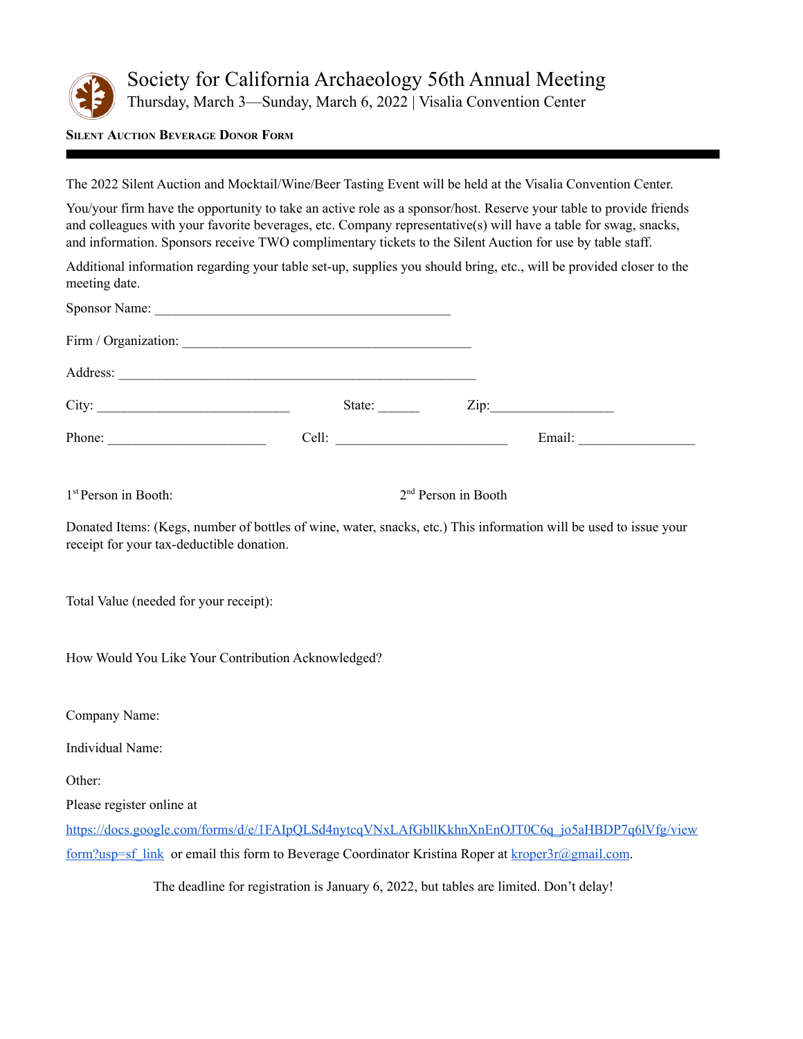# Society for California Archaeology 56th Annual Meeting

Thursday, March 3—Sunday, March 6, 2022 | Visalia Convention Center

**SILENT AUCTION BEVERAGE DONOR FORM**

---

The 2022 Silent Auction and Mocktail/Wine/Beer Tasting Event will be held at the Visalia Convention Center.

You/your firm have the opportunity to take an active role as a sponsor/host. Reserve your table to provide friends and colleagues with your favorite beverages, etc. Company representative(s) will have a table for swag, snacks, and information. Sponsors receive TWO complimentary tickets to the Silent Auction for use by table staff.

Additional information regarding your table set-up, supplies you should bring, etc., will be provided closer to the meeting date.

Sponsor Name: ___________________________________________

Firm / Organization: __________________________________________

Address: ____________________________________________________

City: ____________________________ State: ______ Zip:__________________

Phone: _______________________ Cell: _________________________ Email: _________________

1st Person in Booth: 2nd Person in Booth

Donated Items: (Kegs, number of bottles of wine, water, snacks, etc.) This information will be used to issue your receipt for your tax-deductible donation.

Total Value (needed for your receipt):

How Would You Like Your Contribution Acknowledged?

Company Name:

Individual Name:

Other:

Please register online at https://docs.google.com/forms/d/e/1FAIpQLSd4nytcqVNxLAfGbllKkhnXnEnOJT0C6q_jo5aHBDP7q6lVfg/viewform?usp=sf_link or email this form to Beverage Coordinator Kristina Roper at kroper3r@gmail.com.

The deadline for registration is January 6, 2022, but tables are limited. Don't delay!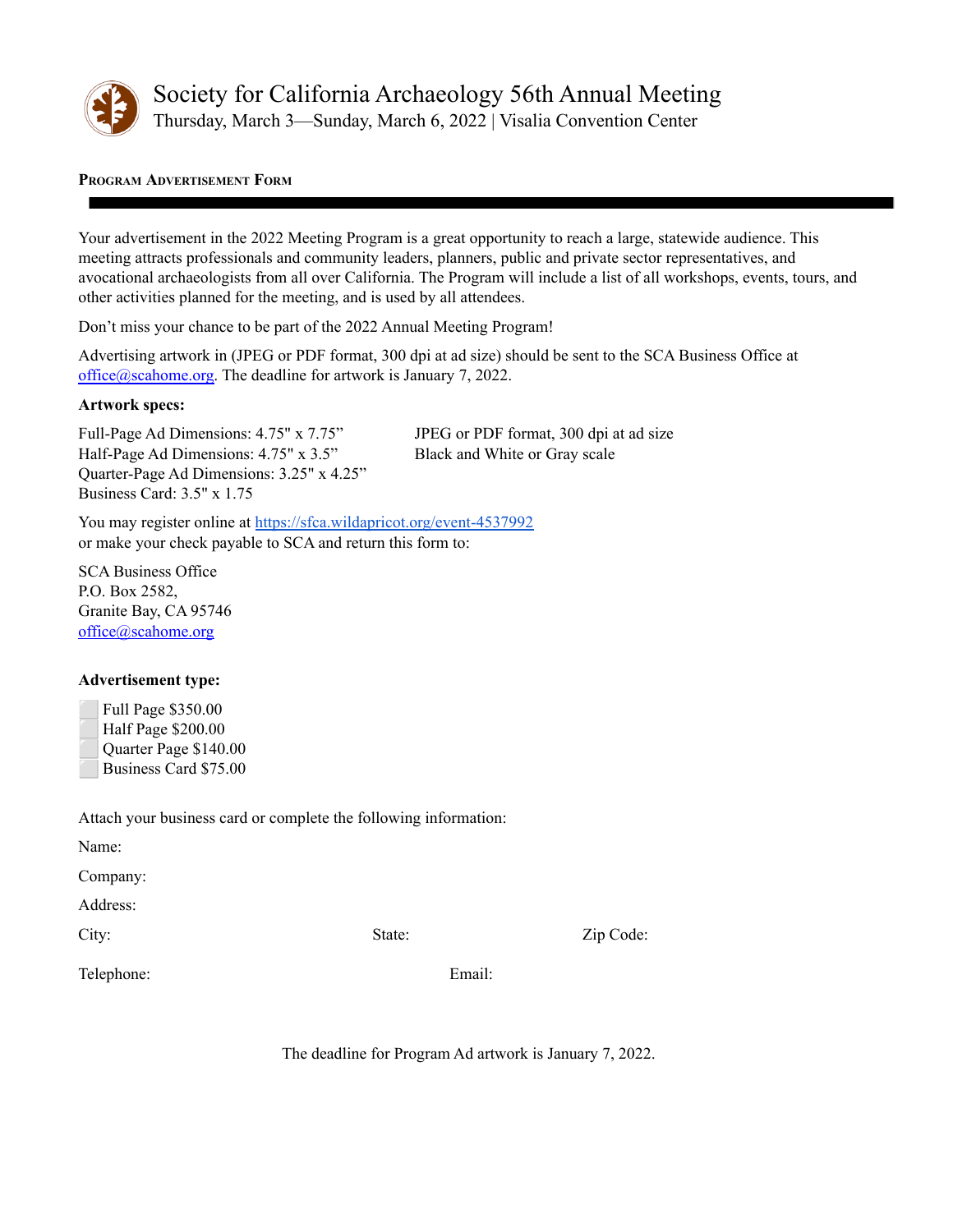# Society for California Archaeology 56th Annual Meeting

Thursday, March 3—Sunday, March 6, 2022 | Visalia Convention Center

**PROGRAM ADVERTISEMENT FORM**

---

Your advertisement in the 2022 Meeting Program is a great opportunity to reach a large, statewide audience. This meeting attracts professionals and community leaders, planners, public and private sector representatives, and avocational archaeologists from all over California. The Program will include a list of all workshops, events, tours, and other activities planned for the meeting, and is used by all attendees.

Don't miss your chance to be part of the 2022 Annual Meeting Program!

Advertising artwork in (JPEG or PDF format, 300 dpi at ad size) should be sent to the SCA Business Office at office@scahome.org. The deadline for artwork is January 7, 2022.

**Artwork specs:**

Full-Page Ad Dimensions: 4.75" x 7.75"
Half-Page Ad Dimensions: 4.75" x 3.5"
Quarter-Page Ad Dimensions: 3.25" x 4.25"
Business Card: 3.5" x 1.75

JPEG or PDF format, 300 dpi at ad size
Black and White or Gray scale

You may register online at https://sfca.wildapricot.org/event-4537992
or make your check payable to SCA and return this form to:

SCA Business Office
P.O. Box 2582,
Granite Bay, CA 95746
office@scahome.org

**Advertisement type:**

- ⬜ Full Page $350.00
- ⬜ Half Page $200.00
- ⬜ Quarter Page $140.00
- ⬜ Business Card $75.00

Attach your business card or complete the following information:

Name:

Company:

Address:

City: State: Zip Code:

Telephone: Email:

The deadline for Program Ad artwork is January 7, 2022.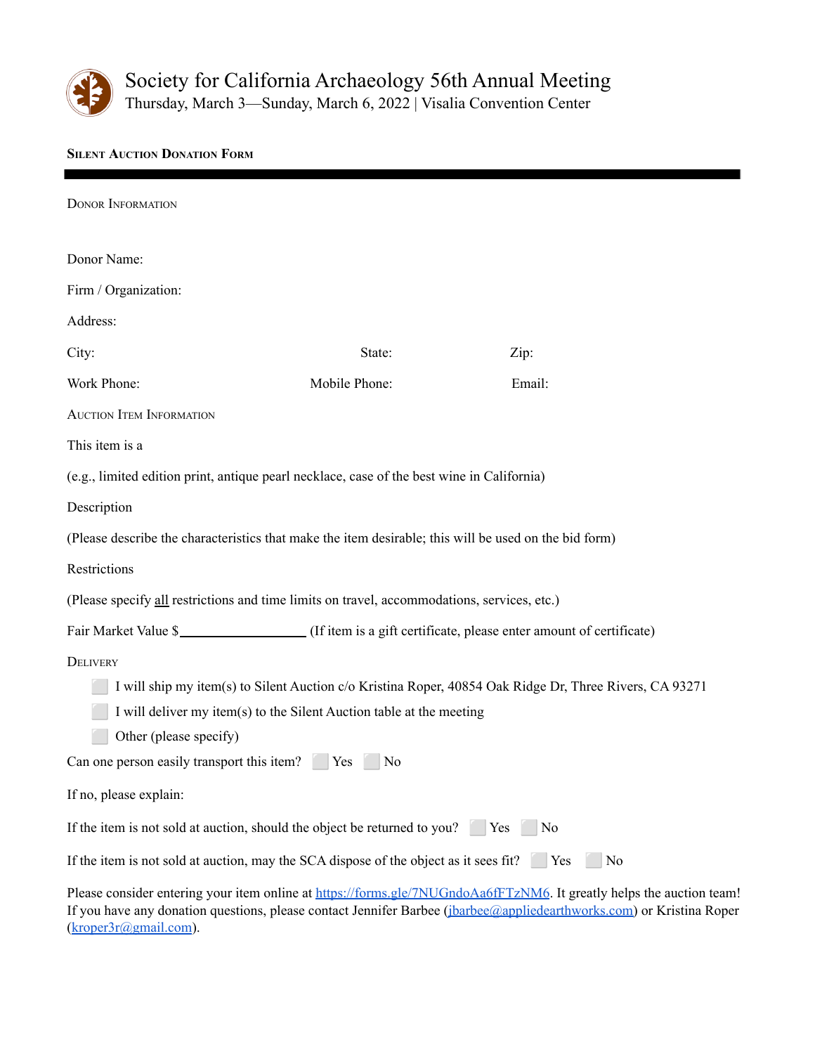# Society for California Archaeology 56th Annual Meeting

Thursday, March 3—Sunday, March 6, 2022 | Visalia Convention Center

## Silent Auction Donation Form

---

### Donor Information

Donor Name:

Firm / Organization:

Address:

City: State: Zip:

Work Phone: Mobile Phone: Email:

### Auction Item Information

This item is a

(e.g., limited edition print, antique pearl necklace, case of the best wine in California)

Description

(Please describe the characteristics that make the item desirable; this will be used on the bid form)

Restrictions

(Please specify all restrictions and time limits on travel, accommodations, services, etc.)

Fair Market Value $__________________ (If item is a gift certificate, please enter amount of certificate)

### Delivery

- ☐ I will ship my item(s) to Silent Auction c/o Kristina Roper, 40854 Oak Ridge Dr, Three Rivers, CA 93271
- ☐ I will deliver my item(s) to the Silent Auction table at the meeting
- ☐ Other (please specify)

Can one person easily transport this item? ☐ Yes ☐ No

If no, please explain:

If the item is not sold at auction, should the object be returned to you? ☐ Yes ☐ No

If the item is not sold at auction, may the SCA dispose of the object as it sees fit? ☐ Yes ☐ No

Please consider entering your item online at https://forms.gle/7NUGndoAa6fFTzNM6. It greatly helps the auction team! If you have any donation questions, please contact Jennifer Barbee (jbarbee@appliedearthworks.com) or Kristina Roper (kroper3r@gmail.com).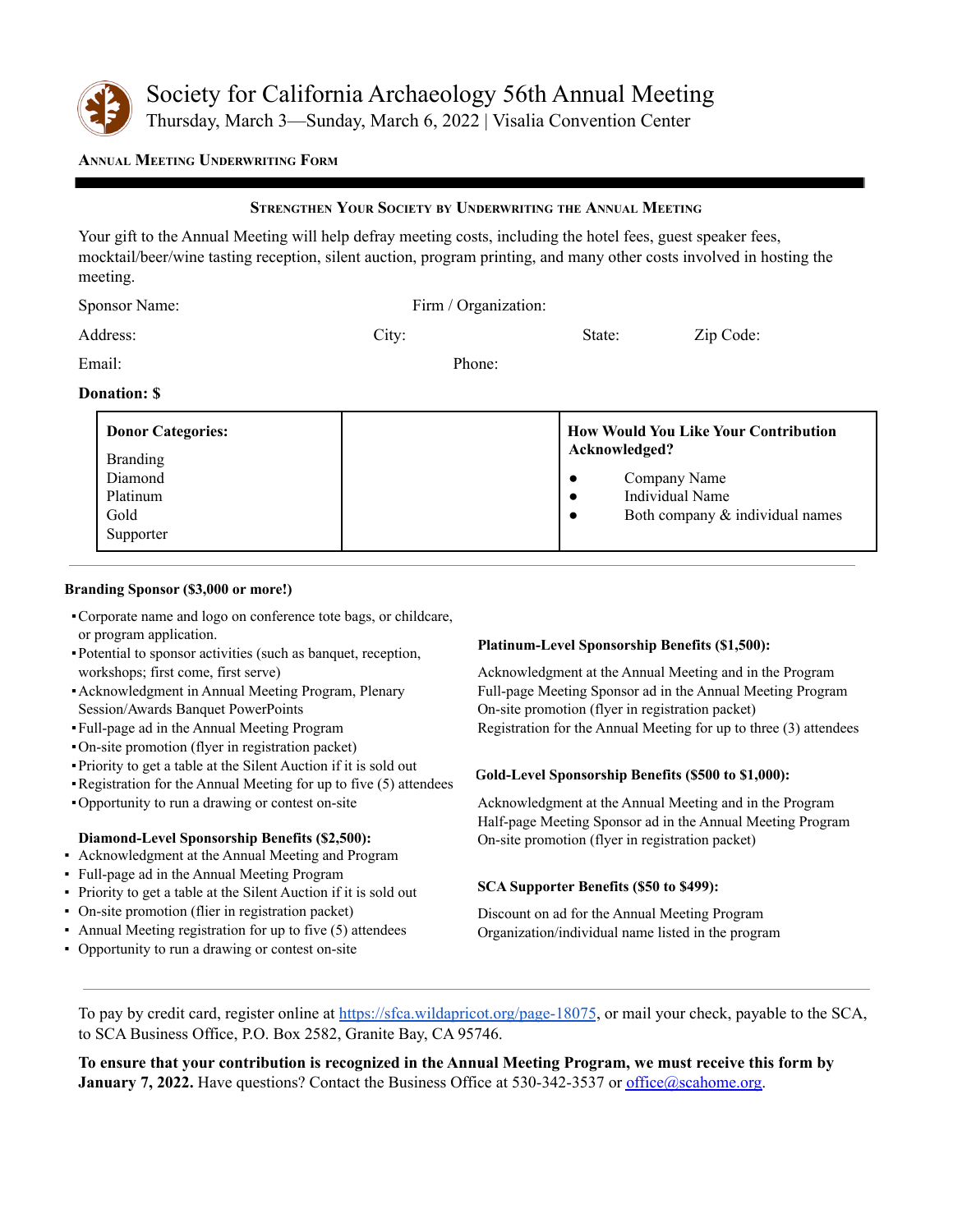# Society for California Archaeology 56th Annual Meeting

Thursday, March 3—Sunday, March 6, 2022 | Visalia Convention Center

**ANNUAL MEETING UNDERWRITING FORM**

**STRENGTHEN YOUR SOCIETY BY UNDERWRITING THE ANNUAL MEETING**

Your gift to the Annual Meeting will help defray meeting costs, including the hotel fees, guest speaker fees, mocktail/beer/wine tasting reception, silent auction, program printing, and many other costs involved in hosting the meeting.

Sponsor Name: Firm / Organization:

Address: City: State: Zip Code:

Email: Phone:

**Donation: $**

| | | |
|---|---|---|
| **Donor Categories:**<br>Branding<br>Diamond<br>Platinum<br>Gold<br>Supporter | | **How Would You Like Your Contribution Acknowledged?**<br>• Company Name<br>• Individual Name<br>• Both company & individual names |

**Branding Sponsor ($3,000 or more!)**

- Corporate name and logo on conference tote bags, or childcare, or program application.
- Potential to sponsor activities (such as banquet, reception, workshops; first come, first serve)
- Acknowledgment in Annual Meeting Program, Plenary Session/Awards Banquet PowerPoints
- Full-page ad in the Annual Meeting Program
- On-site promotion (flyer in registration packet)
- Priority to get a table at the Silent Auction if it is sold out
- Registration for the Annual Meeting for up to five (5) attendees
- Opportunity to run a drawing or contest on-site

**Diamond-Level Sponsorship Benefits ($2,500):**

- Acknowledgment at the Annual Meeting and Program
- Full-page ad in the Annual Meeting Program
- Priority to get a table at the Silent Auction if it is sold out
- On-site promotion (flier in registration packet)
- Annual Meeting registration for up to five (5) attendees
- Opportunity to run a drawing or contest on-site

**Platinum-Level Sponsorship Benefits ($1,500):**

Acknowledgment at the Annual Meeting and in the Program
Full-page Meeting Sponsor ad in the Annual Meeting Program
On-site promotion (flyer in registration packet)
Registration for the Annual Meeting for up to three (3) attendees

**Gold-Level Sponsorship Benefits ($500 to $1,000):**

Acknowledgment at the Annual Meeting and in the Program
Half-page Meeting Sponsor ad in the Annual Meeting Program
On-site promotion (flyer in registration packet)

**SCA Supporter Benefits ($50 to $499):**

Discount on ad for the Annual Meeting Program
Organization/individual name listed in the program

To pay by credit card, register online at https://sfca.wildapricot.org/page-18075, or mail your check, payable to the SCA, to SCA Business Office, P.O. Box 2582, Granite Bay, CA 95746.

**To ensure that your contribution is recognized in the Annual Meeting Program, we must receive this form by January 7, 2022.** Have questions? Contact the Business Office at 530-342-3537 or office@scahome.org.